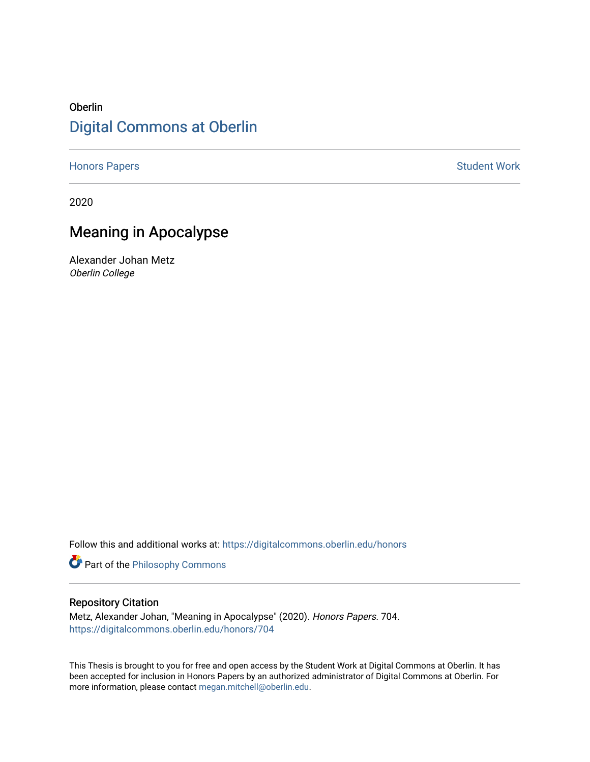Oberlin

# Digital Commons at Oberlin

Honors Papers | Student Work

2020

## Meaning in Apocalypse

Alexander Johan Metz
*Oberlin College*

Follow this and additional works at: https://digitalcommons.oberlin.edu/honors

Part of the Philosophy Commons

### Repository Citation

Metz, Alexander Johan, "Meaning in Apocalypse" (2020). *Honors Papers*. 704.
https://digitalcommons.oberlin.edu/honors/704

This Thesis is brought to you for free and open access by the Student Work at Digital Commons at Oberlin. It has been accepted for inclusion in Honors Papers by an authorized administrator of Digital Commons at Oberlin. For more information, please contact megan.mitchell@oberlin.edu.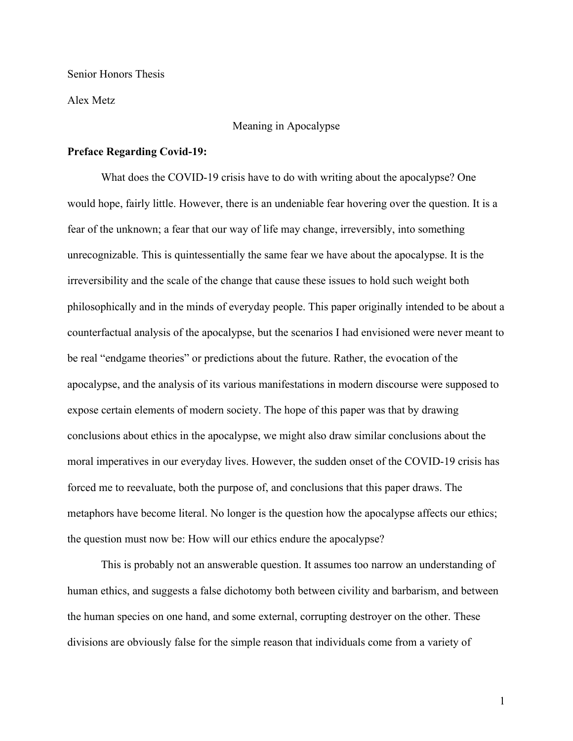Senior Honors Thesis

Alex Metz

Meaning in Apocalypse

**Preface Regarding Covid-19:**

What does the COVID-19 crisis have to do with writing about the apocalypse? One would hope, fairly little. However, there is an undeniable fear hovering over the question. It is a fear of the unknown; a fear that our way of life may change, irreversibly, into something unrecognizable. This is quintessentially the same fear we have about the apocalypse. It is the irreversibility and the scale of the change that cause these issues to hold such weight both philosophically and in the minds of everyday people. This paper originally intended to be about a counterfactual analysis of the apocalypse, but the scenarios I had envisioned were never meant to be real "endgame theories" or predictions about the future. Rather, the evocation of the apocalypse, and the analysis of its various manifestations in modern discourse were supposed to expose certain elements of modern society. The hope of this paper was that by drawing conclusions about ethics in the apocalypse, we might also draw similar conclusions about the moral imperatives in our everyday lives. However, the sudden onset of the COVID-19 crisis has forced me to reevaluate, both the purpose of, and conclusions that this paper draws. The metaphors have become literal. No longer is the question how the apocalypse affects our ethics; the question must now be: How will our ethics endure the apocalypse?

This is probably not an answerable question. It assumes too narrow an understanding of human ethics, and suggests a false dichotomy both between civility and barbarism, and between the human species on one hand, and some external, corrupting destroyer on the other. These divisions are obviously false for the simple reason that individuals come from a variety of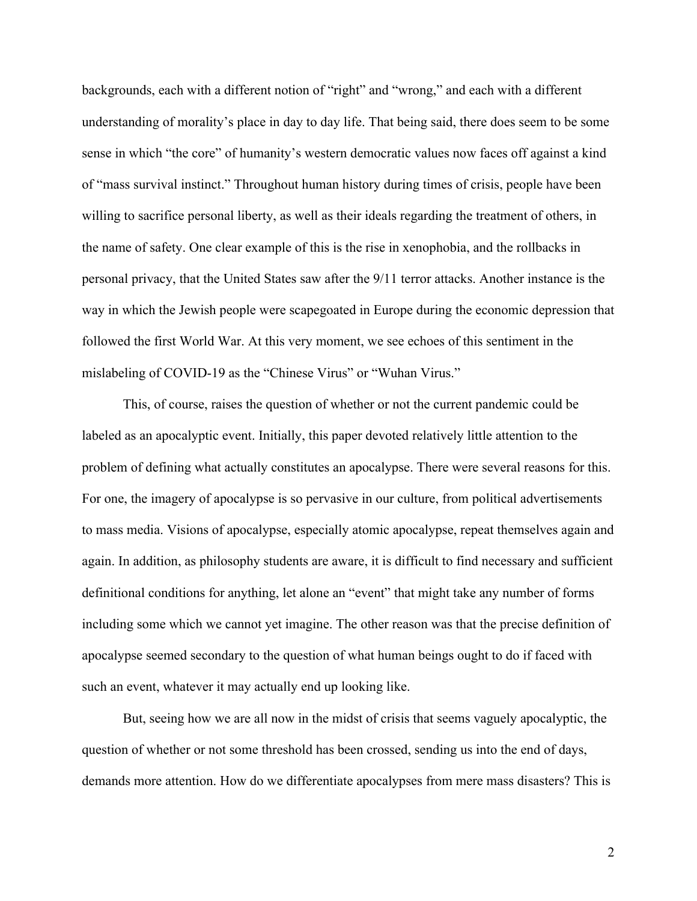backgrounds, each with a different notion of "right" and "wrong," and each with a different understanding of morality's place in day to day life. That being said, there does seem to be some sense in which "the core" of humanity's western democratic values now faces off against a kind of "mass survival instinct." Throughout human history during times of crisis, people have been willing to sacrifice personal liberty, as well as their ideals regarding the treatment of others, in the name of safety. One clear example of this is the rise in xenophobia, and the rollbacks in personal privacy, that the United States saw after the 9/11 terror attacks. Another instance is the way in which the Jewish people were scapegoated in Europe during the economic depression that followed the first World War. At this very moment, we see echoes of this sentiment in the mislabeling of COVID-19 as the "Chinese Virus" or "Wuhan Virus."

This, of course, raises the question of whether or not the current pandemic could be labeled as an apocalyptic event. Initially, this paper devoted relatively little attention to the problem of defining what actually constitutes an apocalypse. There were several reasons for this. For one, the imagery of apocalypse is so pervasive in our culture, from political advertisements to mass media. Visions of apocalypse, especially atomic apocalypse, repeat themselves again and again. In addition, as philosophy students are aware, it is difficult to find necessary and sufficient definitional conditions for anything, let alone an "event" that might take any number of forms including some which we cannot yet imagine. The other reason was that the precise definition of apocalypse seemed secondary to the question of what human beings ought to do if faced with such an event, whatever it may actually end up looking like.

But, seeing how we are all now in the midst of crisis that seems vaguely apocalyptic, the question of whether or not some threshold has been crossed, sending us into the end of days, demands more attention. How do we differentiate apocalypses from mere mass disasters? This is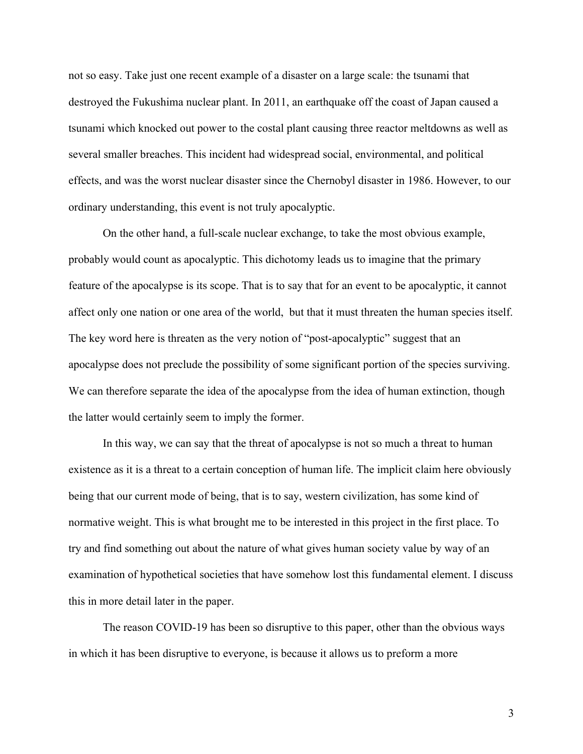not so easy. Take just one recent example of a disaster on a large scale: the tsunami that destroyed the Fukushima nuclear plant. In 2011, an earthquake off the coast of Japan caused a tsunami which knocked out power to the costal plant causing three reactor meltdowns as well as several smaller breaches. This incident had widespread social, environmental, and political effects, and was the worst nuclear disaster since the Chernobyl disaster in 1986. However, to our ordinary understanding, this event is not truly apocalyptic.

On the other hand, a full-scale nuclear exchange, to take the most obvious example, probably would count as apocalyptic. This dichotomy leads us to imagine that the primary feature of the apocalypse is its scope. That is to say that for an event to be apocalyptic, it cannot affect only one nation or one area of the world, but that it must threaten the human species itself. The key word here is threaten as the very notion of "post-apocalyptic" suggest that an apocalypse does not preclude the possibility of some significant portion of the species surviving. We can therefore separate the idea of the apocalypse from the idea of human extinction, though the latter would certainly seem to imply the former.

In this way, we can say that the threat of apocalypse is not so much a threat to human existence as it is a threat to a certain conception of human life. The implicit claim here obviously being that our current mode of being, that is to say, western civilization, has some kind of normative weight. This is what brought me to be interested in this project in the first place. To try and find something out about the nature of what gives human society value by way of an examination of hypothetical societies that have somehow lost this fundamental element. I discuss this in more detail later in the paper.

The reason COVID-19 has been so disruptive to this paper, other than the obvious ways in which it has been disruptive to everyone, is because it allows us to preform a more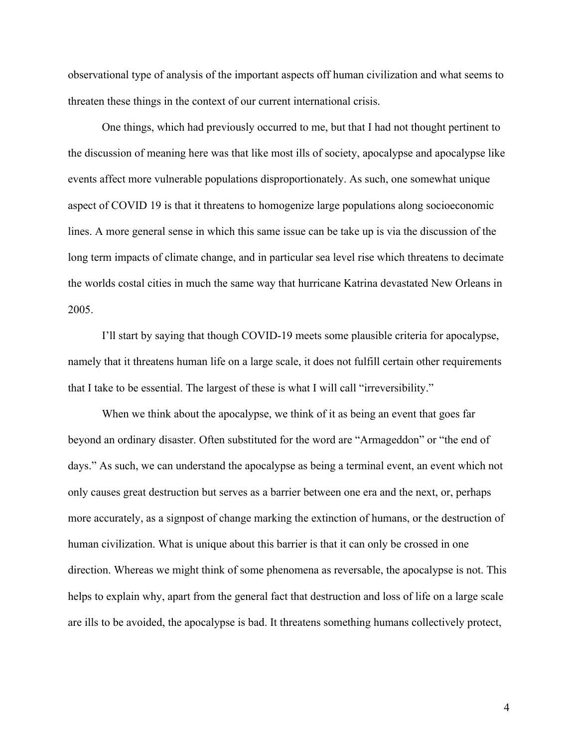observational type of analysis of the important aspects off human civilization and what seems to threaten these things in the context of our current international crisis.

One things, which had previously occurred to me, but that I had not thought pertinent to the discussion of meaning here was that like most ills of society, apocalypse and apocalypse like events affect more vulnerable populations disproportionately. As such, one somewhat unique aspect of COVID 19 is that it threatens to homogenize large populations along socioeconomic lines. A more general sense in which this same issue can be take up is via the discussion of the long term impacts of climate change, and in particular sea level rise which threatens to decimate the worlds costal cities in much the same way that hurricane Katrina devastated New Orleans in 2005.

I'll start by saying that though COVID-19 meets some plausible criteria for apocalypse, namely that it threatens human life on a large scale, it does not fulfill certain other requirements that I take to be essential. The largest of these is what I will call "irreversibility."

When we think about the apocalypse, we think of it as being an event that goes far beyond an ordinary disaster. Often substituted for the word are "Armageddon" or "the end of days." As such, we can understand the apocalypse as being a terminal event, an event which not only causes great destruction but serves as a barrier between one era and the next, or, perhaps more accurately, as a signpost of change marking the extinction of humans, or the destruction of human civilization. What is unique about this barrier is that it can only be crossed in one direction. Whereas we might think of some phenomena as reversable, the apocalypse is not. This helps to explain why, apart from the general fact that destruction and loss of life on a large scale are ills to be avoided, the apocalypse is bad. It threatens something humans collectively protect,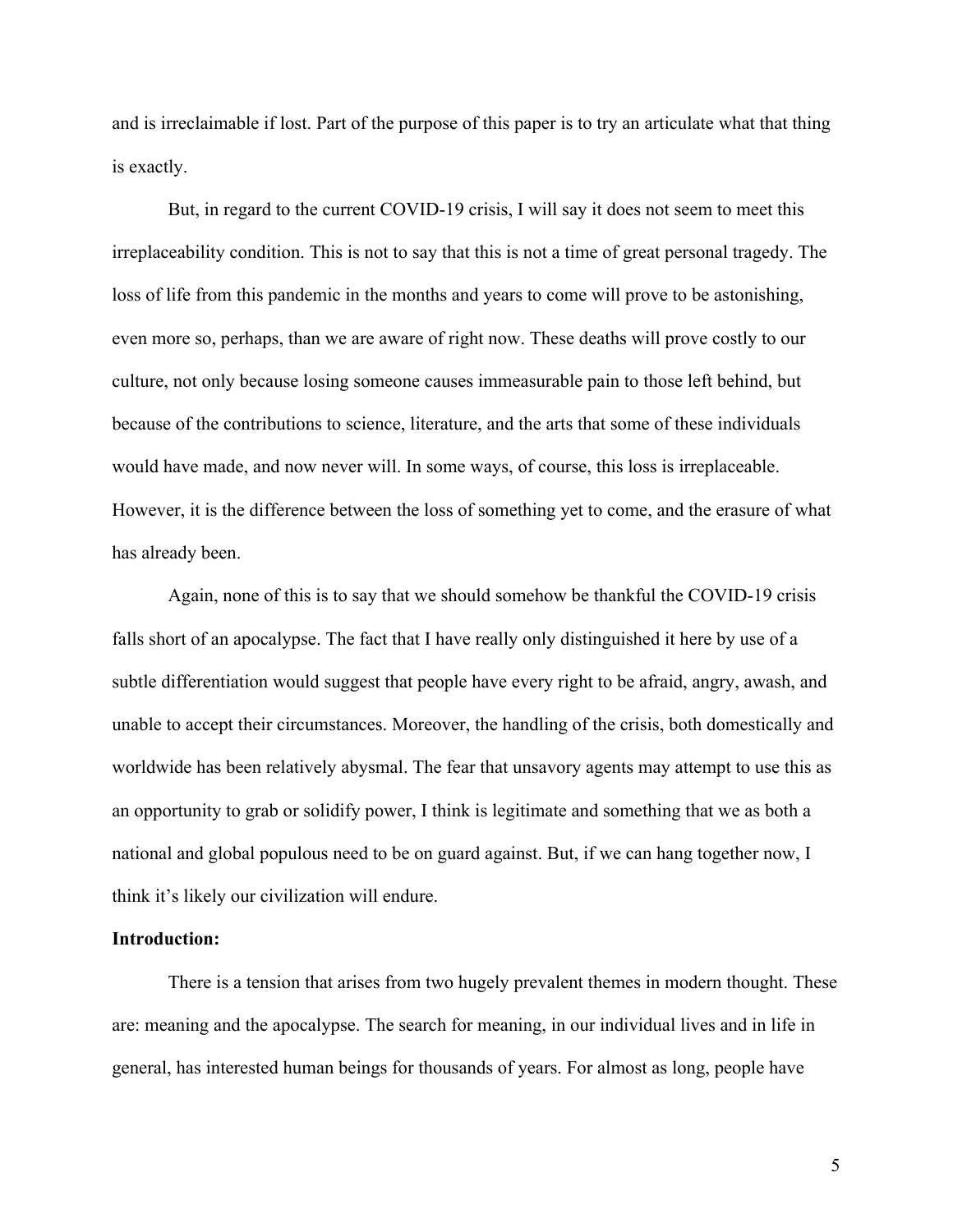and is irreclaimable if lost. Part of the purpose of this paper is to try an articulate what that thing is exactly.

But, in regard to the current COVID-19 crisis, I will say it does not seem to meet this irreplaceability condition. This is not to say that this is not a time of great personal tragedy. The loss of life from this pandemic in the months and years to come will prove to be astonishing, even more so, perhaps, than we are aware of right now. These deaths will prove costly to our culture, not only because losing someone causes immeasurable pain to those left behind, but because of the contributions to science, literature, and the arts that some of these individuals would have made, and now never will. In some ways, of course, this loss is irreplaceable. However, it is the difference between the loss of something yet to come, and the erasure of what has already been.

Again, none of this is to say that we should somehow be thankful the COVID-19 crisis falls short of an apocalypse. The fact that I have really only distinguished it here by use of a subtle differentiation would suggest that people have every right to be afraid, angry, awash, and unable to accept their circumstances. Moreover, the handling of the crisis, both domestically and worldwide has been relatively abysmal. The fear that unsavory agents may attempt to use this as an opportunity to grab or solidify power, I think is legitimate and something that we as both a national and global populous need to be on guard against. But, if we can hang together now, I think it's likely our civilization will endure.

**Introduction:**

There is a tension that arises from two hugely prevalent themes in modern thought. These are: meaning and the apocalypse. The search for meaning, in our individual lives and in life in general, has interested human beings for thousands of years. For almost as long, people have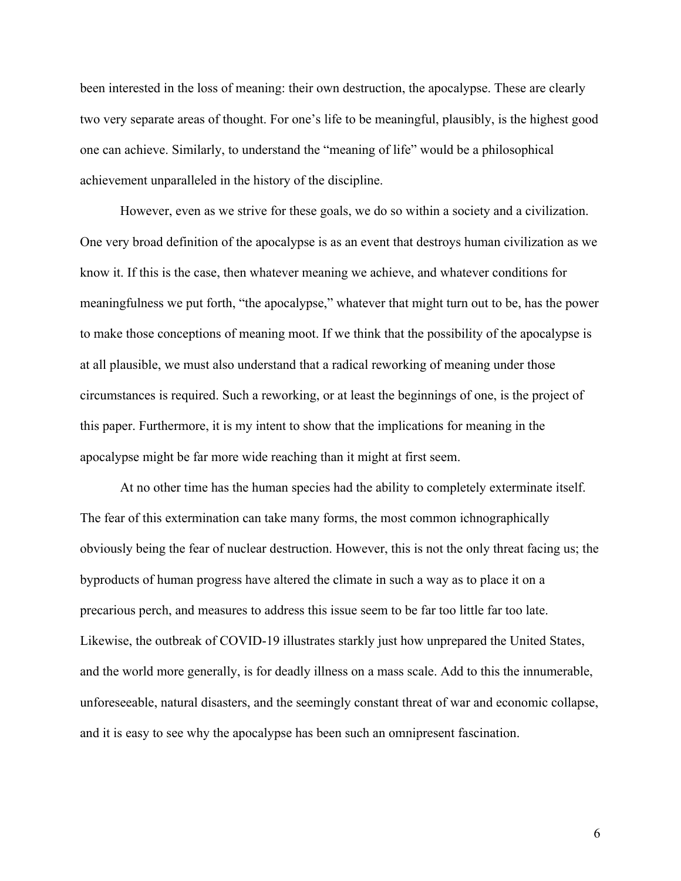been interested in the loss of meaning: their own destruction, the apocalypse. These are clearly two very separate areas of thought. For one's life to be meaningful, plausibly, is the highest good one can achieve. Similarly, to understand the "meaning of life" would be a philosophical achievement unparalleled in the history of the discipline.

However, even as we strive for these goals, we do so within a society and a civilization. One very broad definition of the apocalypse is as an event that destroys human civilization as we know it. If this is the case, then whatever meaning we achieve, and whatever conditions for meaningfulness we put forth, "the apocalypse," whatever that might turn out to be, has the power to make those conceptions of meaning moot. If we think that the possibility of the apocalypse is at all plausible, we must also understand that a radical reworking of meaning under those circumstances is required. Such a reworking, or at least the beginnings of one, is the project of this paper. Furthermore, it is my intent to show that the implications for meaning in the apocalypse might be far more wide reaching than it might at first seem.

At no other time has the human species had the ability to completely exterminate itself. The fear of this extermination can take many forms, the most common ichnographically obviously being the fear of nuclear destruction. However, this is not the only threat facing us; the byproducts of human progress have altered the climate in such a way as to place it on a precarious perch, and measures to address this issue seem to be far too little far too late. Likewise, the outbreak of COVID-19 illustrates starkly just how unprepared the United States, and the world more generally, is for deadly illness on a mass scale. Add to this the innumerable, unforeseeable, natural disasters, and the seemingly constant threat of war and economic collapse, and it is easy to see why the apocalypse has been such an omnipresent fascination.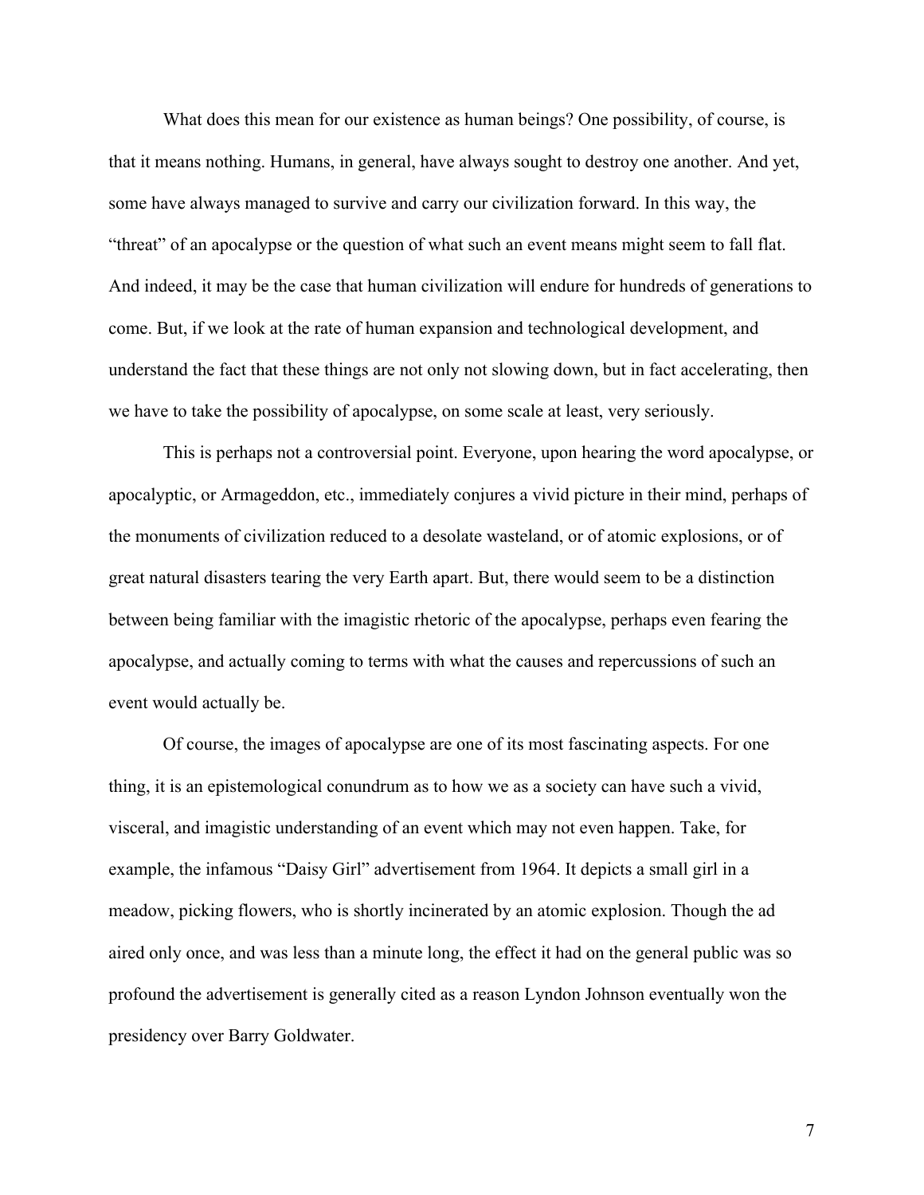What does this mean for our existence as human beings? One possibility, of course, is that it means nothing. Humans, in general, have always sought to destroy one another. And yet, some have always managed to survive and carry our civilization forward. In this way, the "threat" of an apocalypse or the question of what such an event means might seem to fall flat. And indeed, it may be the case that human civilization will endure for hundreds of generations to come. But, if we look at the rate of human expansion and technological development, and understand the fact that these things are not only not slowing down, but in fact accelerating, then we have to take the possibility of apocalypse, on some scale at least, very seriously.

This is perhaps not a controversial point. Everyone, upon hearing the word apocalypse, or apocalyptic, or Armageddon, etc., immediately conjures a vivid picture in their mind, perhaps of the monuments of civilization reduced to a desolate wasteland, or of atomic explosions, or of great natural disasters tearing the very Earth apart. But, there would seem to be a distinction between being familiar with the imagistic rhetoric of the apocalypse, perhaps even fearing the apocalypse, and actually coming to terms with what the causes and repercussions of such an event would actually be.

Of course, the images of apocalypse are one of its most fascinating aspects. For one thing, it is an epistemological conundrum as to how we as a society can have such a vivid, visceral, and imagistic understanding of an event which may not even happen. Take, for example, the infamous "Daisy Girl" advertisement from 1964. It depicts a small girl in a meadow, picking flowers, who is shortly incinerated by an atomic explosion. Though the ad aired only once, and was less than a minute long, the effect it had on the general public was so profound the advertisement is generally cited as a reason Lyndon Johnson eventually won the presidency over Barry Goldwater.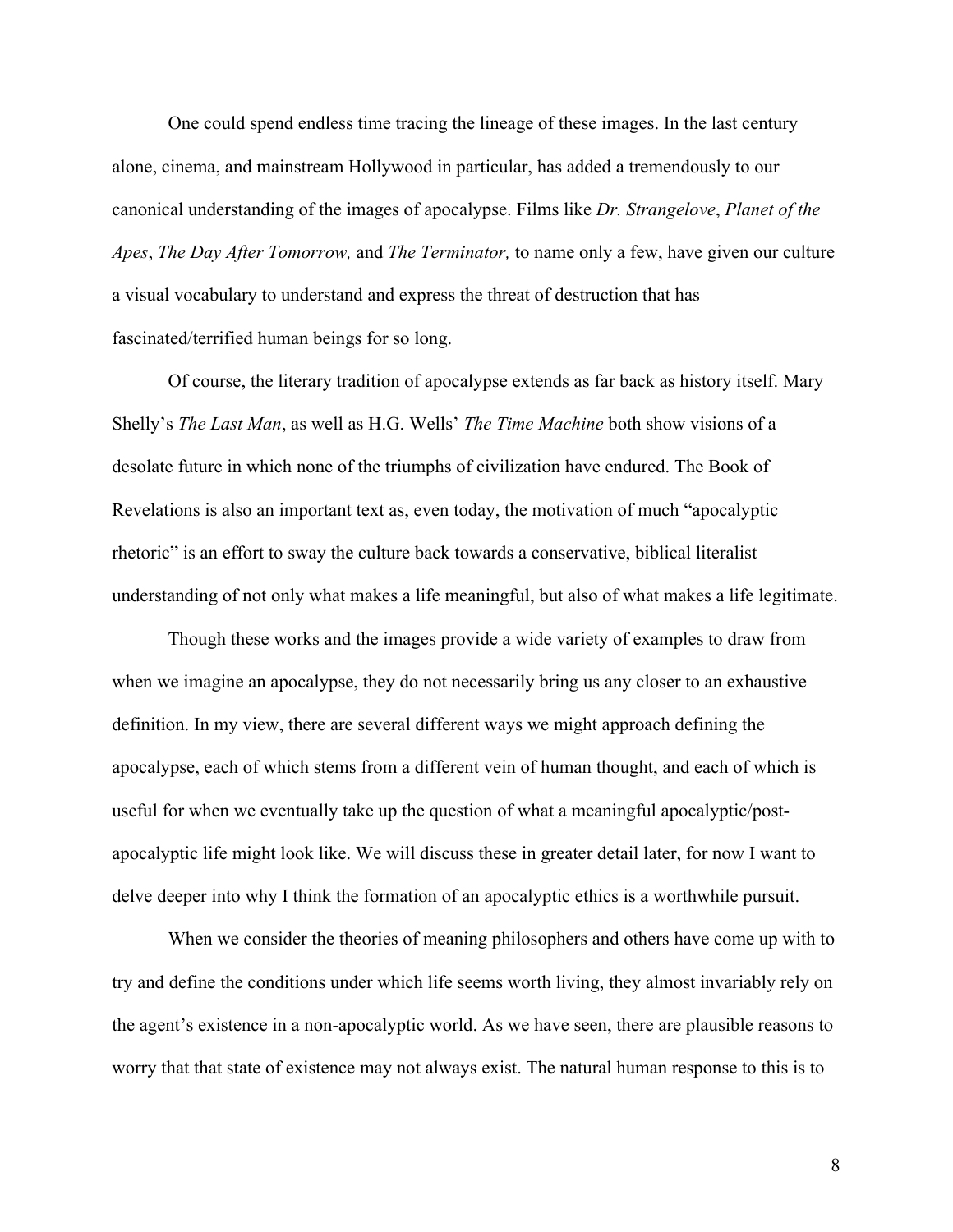One could spend endless time tracing the lineage of these images. In the last century alone, cinema, and mainstream Hollywood in particular, has added a tremendously to our canonical understanding of the images of apocalypse. Films like *Dr. Strangelove*, *Planet of the Apes*, *The Day After Tomorrow,* and *The Terminator,* to name only a few, have given our culture a visual vocabulary to understand and express the threat of destruction that has fascinated/terrified human beings for so long.

Of course, the literary tradition of apocalypse extends as far back as history itself. Mary Shelly's *The Last Man*, as well as H.G. Wells' *The Time Machine* both show visions of a desolate future in which none of the triumphs of civilization have endured. The Book of Revelations is also an important text as, even today, the motivation of much "apocalyptic rhetoric" is an effort to sway the culture back towards a conservative, biblical literalist understanding of not only what makes a life meaningful, but also of what makes a life legitimate.

Though these works and the images provide a wide variety of examples to draw from when we imagine an apocalypse, they do not necessarily bring us any closer to an exhaustive definition. In my view, there are several different ways we might approach defining the apocalypse, each of which stems from a different vein of human thought, and each of which is useful for when we eventually take up the question of what a meaningful apocalyptic/post-apocalyptic life might look like. We will discuss these in greater detail later, for now I want to delve deeper into why I think the formation of an apocalyptic ethics is a worthwhile pursuit.

When we consider the theories of meaning philosophers and others have come up with to try and define the conditions under which life seems worth living, they almost invariably rely on the agent's existence in a non-apocalyptic world. As we have seen, there are plausible reasons to worry that that state of existence may not always exist. The natural human response to this is to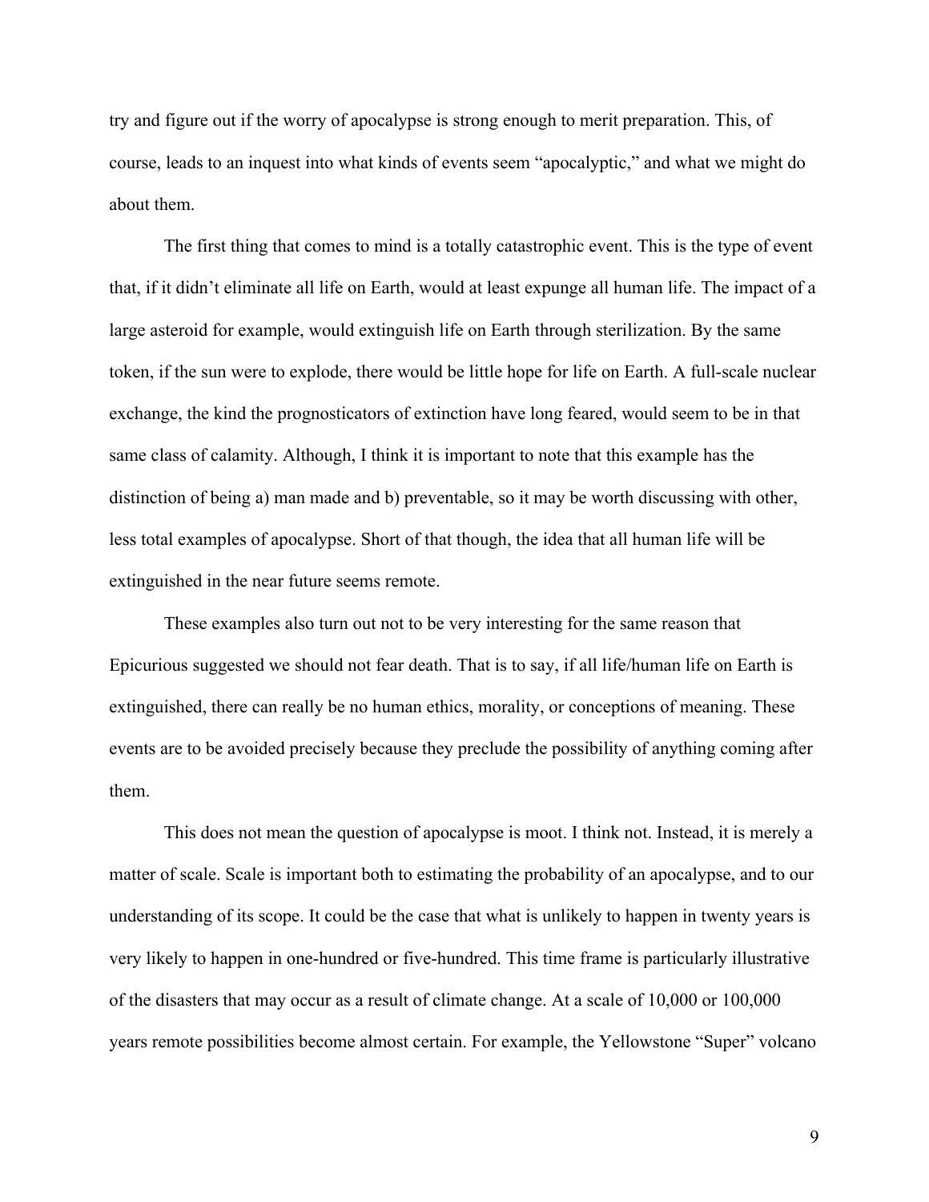try and figure out if the worry of apocalypse is strong enough to merit preparation. This, of course, leads to an inquest into what kinds of events seem "apocalyptic," and what we might do about them.

The first thing that comes to mind is a totally catastrophic event. This is the type of event that, if it didn't eliminate all life on Earth, would at least expunge all human life. The impact of a large asteroid for example, would extinguish life on Earth through sterilization. By the same token, if the sun were to explode, there would be little hope for life on Earth. A full-scale nuclear exchange, the kind the prognosticators of extinction have long feared, would seem to be in that same class of calamity. Although, I think it is important to note that this example has the distinction of being a) man made and b) preventable, so it may be worth discussing with other, less total examples of apocalypse. Short of that though, the idea that all human life will be extinguished in the near future seems remote.

These examples also turn out not to be very interesting for the same reason that Epicurious suggested we should not fear death. That is to say, if all life/human life on Earth is extinguished, there can really be no human ethics, morality, or conceptions of meaning. These events are to be avoided precisely because they preclude the possibility of anything coming after them.

This does not mean the question of apocalypse is moot. I think not. Instead, it is merely a matter of scale. Scale is important both to estimating the probability of an apocalypse, and to our understanding of its scope. It could be the case that what is unlikely to happen in twenty years is very likely to happen in one-hundred or five-hundred. This time frame is particularly illustrative of the disasters that may occur as a result of climate change. At a scale of 10,000 or 100,000 years remote possibilities become almost certain. For example, the Yellowstone "Super" volcano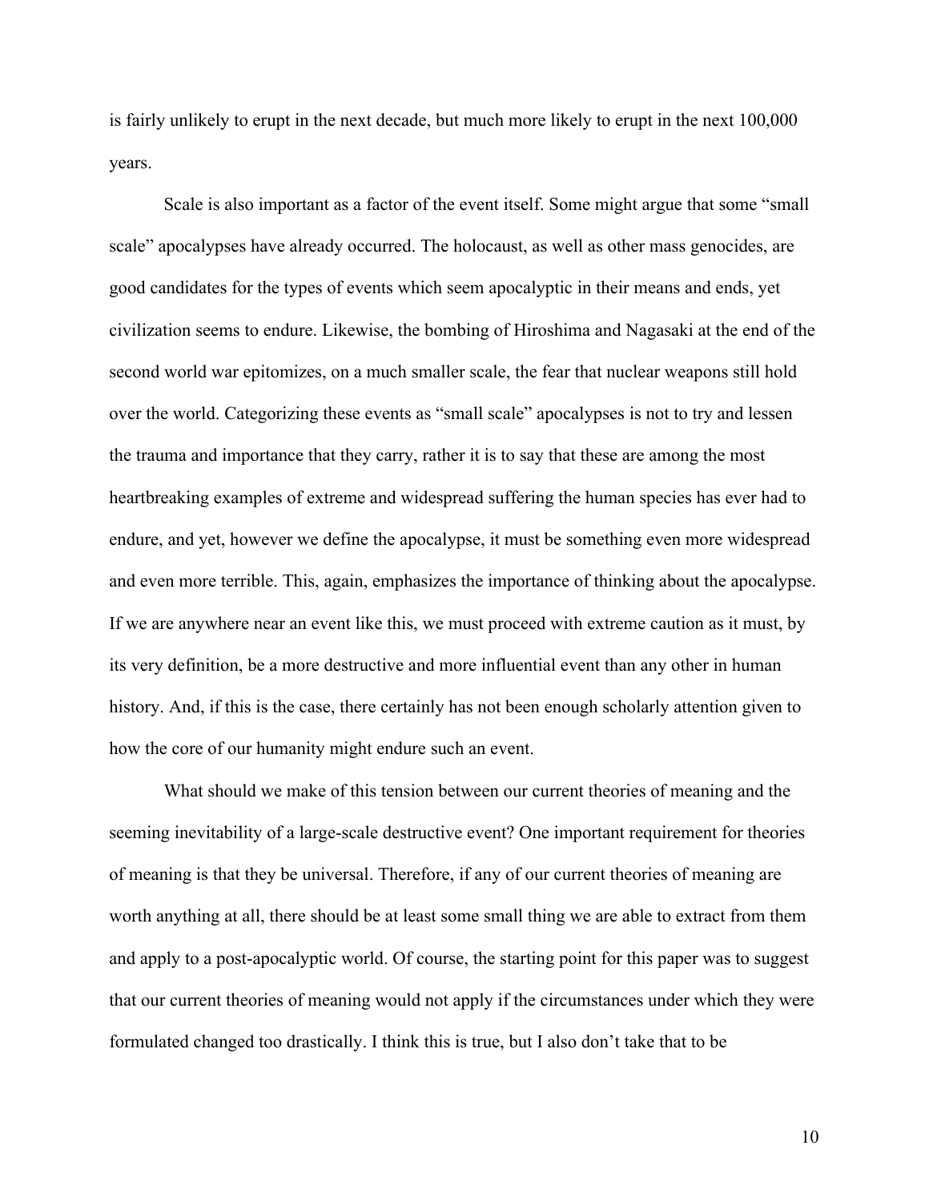is fairly unlikely to erupt in the next decade, but much more likely to erupt in the next 100,000 years.

Scale is also important as a factor of the event itself. Some might argue that some "small scale" apocalypses have already occurred. The holocaust, as well as other mass genocides, are good candidates for the types of events which seem apocalyptic in their means and ends, yet civilization seems to endure. Likewise, the bombing of Hiroshima and Nagasaki at the end of the second world war epitomizes, on a much smaller scale, the fear that nuclear weapons still hold over the world. Categorizing these events as "small scale" apocalypses is not to try and lessen the trauma and importance that they carry, rather it is to say that these are among the most heartbreaking examples of extreme and widespread suffering the human species has ever had to endure, and yet, however we define the apocalypse, it must be something even more widespread and even more terrible. This, again, emphasizes the importance of thinking about the apocalypse. If we are anywhere near an event like this, we must proceed with extreme caution as it must, by its very definition, be a more destructive and more influential event than any other in human history. And, if this is the case, there certainly has not been enough scholarly attention given to how the core of our humanity might endure such an event.

What should we make of this tension between our current theories of meaning and the seeming inevitability of a large-scale destructive event? One important requirement for theories of meaning is that they be universal. Therefore, if any of our current theories of meaning are worth anything at all, there should be at least some small thing we are able to extract from them and apply to a post-apocalyptic world. Of course, the starting point for this paper was to suggest that our current theories of meaning would not apply if the circumstances under which they were formulated changed too drastically. I think this is true, but I also don't take that to be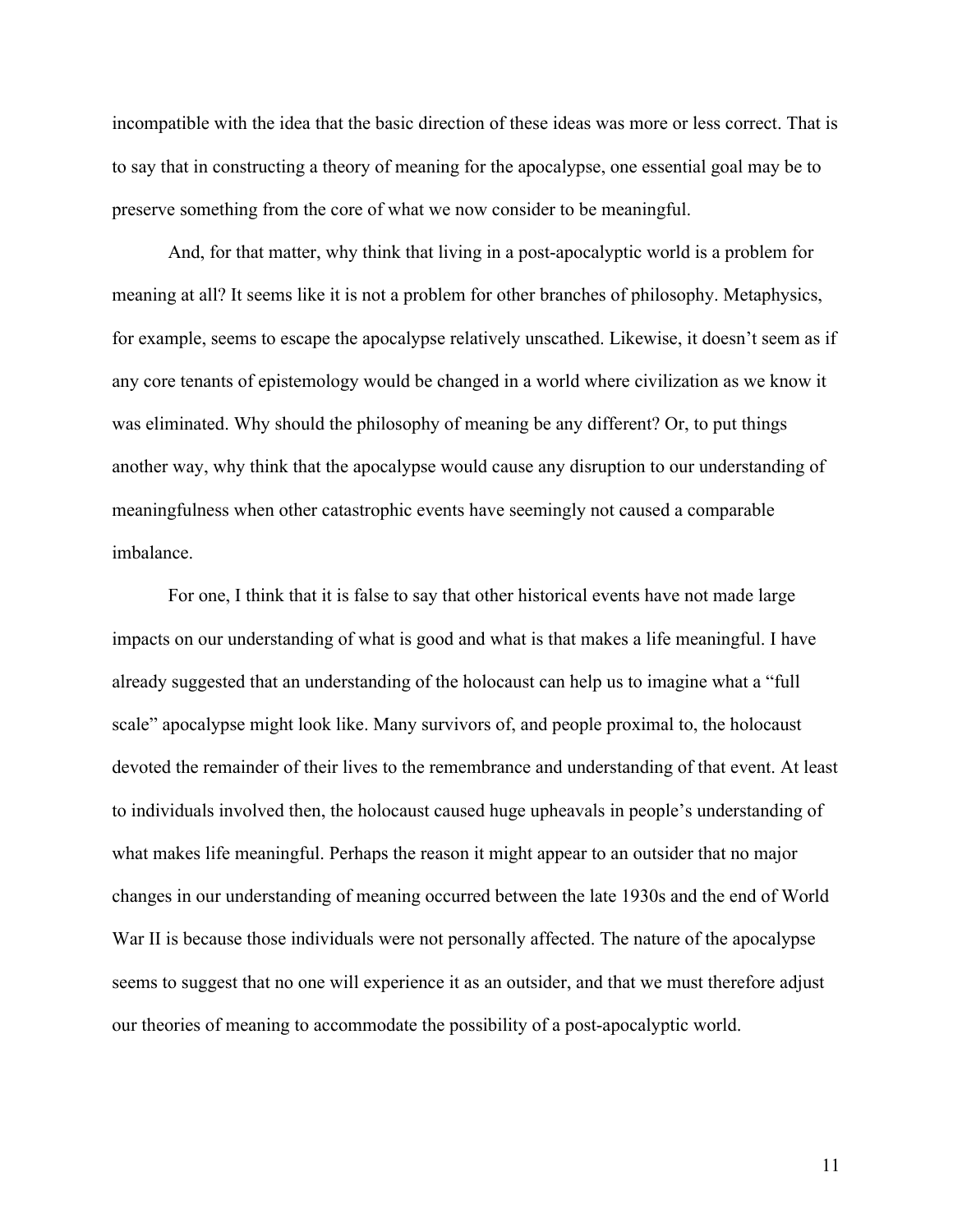incompatible with the idea that the basic direction of these ideas was more or less correct. That is to say that in constructing a theory of meaning for the apocalypse, one essential goal may be to preserve something from the core of what we now consider to be meaningful.

And, for that matter, why think that living in a post-apocalyptic world is a problem for meaning at all? It seems like it is not a problem for other branches of philosophy. Metaphysics, for example, seems to escape the apocalypse relatively unscathed. Likewise, it doesn't seem as if any core tenants of epistemology would be changed in a world where civilization as we know it was eliminated. Why should the philosophy of meaning be any different? Or, to put things another way, why think that the apocalypse would cause any disruption to our understanding of meaningfulness when other catastrophic events have seemingly not caused a comparable imbalance.

For one, I think that it is false to say that other historical events have not made large impacts on our understanding of what is good and what is that makes a life meaningful. I have already suggested that an understanding of the holocaust can help us to imagine what a "full scale" apocalypse might look like. Many survivors of, and people proximal to, the holocaust devoted the remainder of their lives to the remembrance and understanding of that event. At least to individuals involved then, the holocaust caused huge upheavals in people's understanding of what makes life meaningful. Perhaps the reason it might appear to an outsider that no major changes in our understanding of meaning occurred between the late 1930s and the end of World War II is because those individuals were not personally affected. The nature of the apocalypse seems to suggest that no one will experience it as an outsider, and that we must therefore adjust our theories of meaning to accommodate the possibility of a post-apocalyptic world.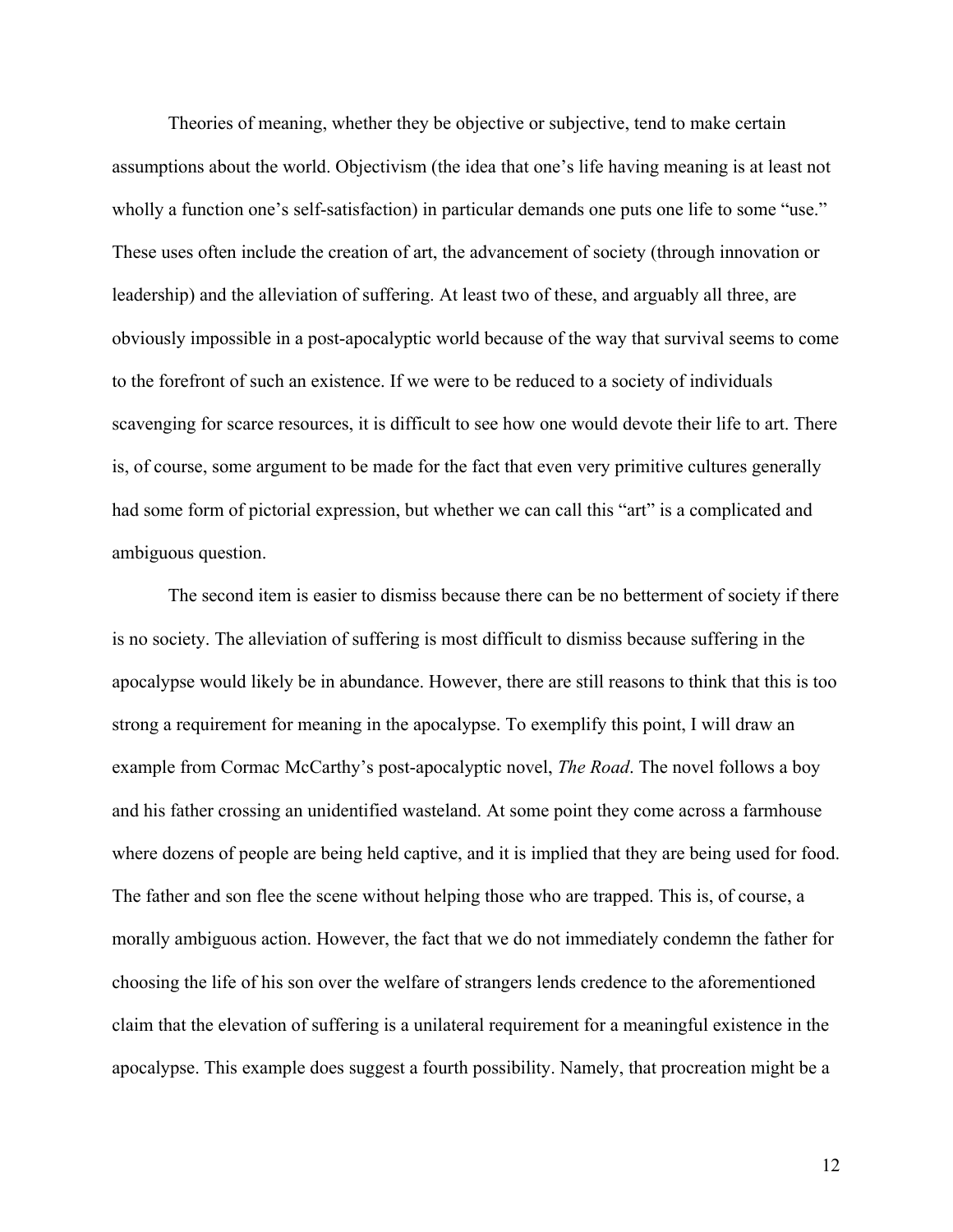Theories of meaning, whether they be objective or subjective, tend to make certain assumptions about the world. Objectivism (the idea that one's life having meaning is at least not wholly a function one's self-satisfaction) in particular demands one puts one life to some "use." These uses often include the creation of art, the advancement of society (through innovation or leadership) and the alleviation of suffering. At least two of these, and arguably all three, are obviously impossible in a post-apocalyptic world because of the way that survival seems to come to the forefront of such an existence. If we were to be reduced to a society of individuals scavenging for scarce resources, it is difficult to see how one would devote their life to art. There is, of course, some argument to be made for the fact that even very primitive cultures generally had some form of pictorial expression, but whether we can call this "art" is a complicated and ambiguous question.

The second item is easier to dismiss because there can be no betterment of society if there is no society. The alleviation of suffering is most difficult to dismiss because suffering in the apocalypse would likely be in abundance. However, there are still reasons to think that this is too strong a requirement for meaning in the apocalypse. To exemplify this point, I will draw an example from Cormac McCarthy's post-apocalyptic novel, *The Road*. The novel follows a boy and his father crossing an unidentified wasteland. At some point they come across a farmhouse where dozens of people are being held captive, and it is implied that they are being used for food. The father and son flee the scene without helping those who are trapped. This is, of course, a morally ambiguous action. However, the fact that we do not immediately condemn the father for choosing the life of his son over the welfare of strangers lends credence to the aforementioned claim that the elevation of suffering is a unilateral requirement for a meaningful existence in the apocalypse. This example does suggest a fourth possibility. Namely, that procreation might be a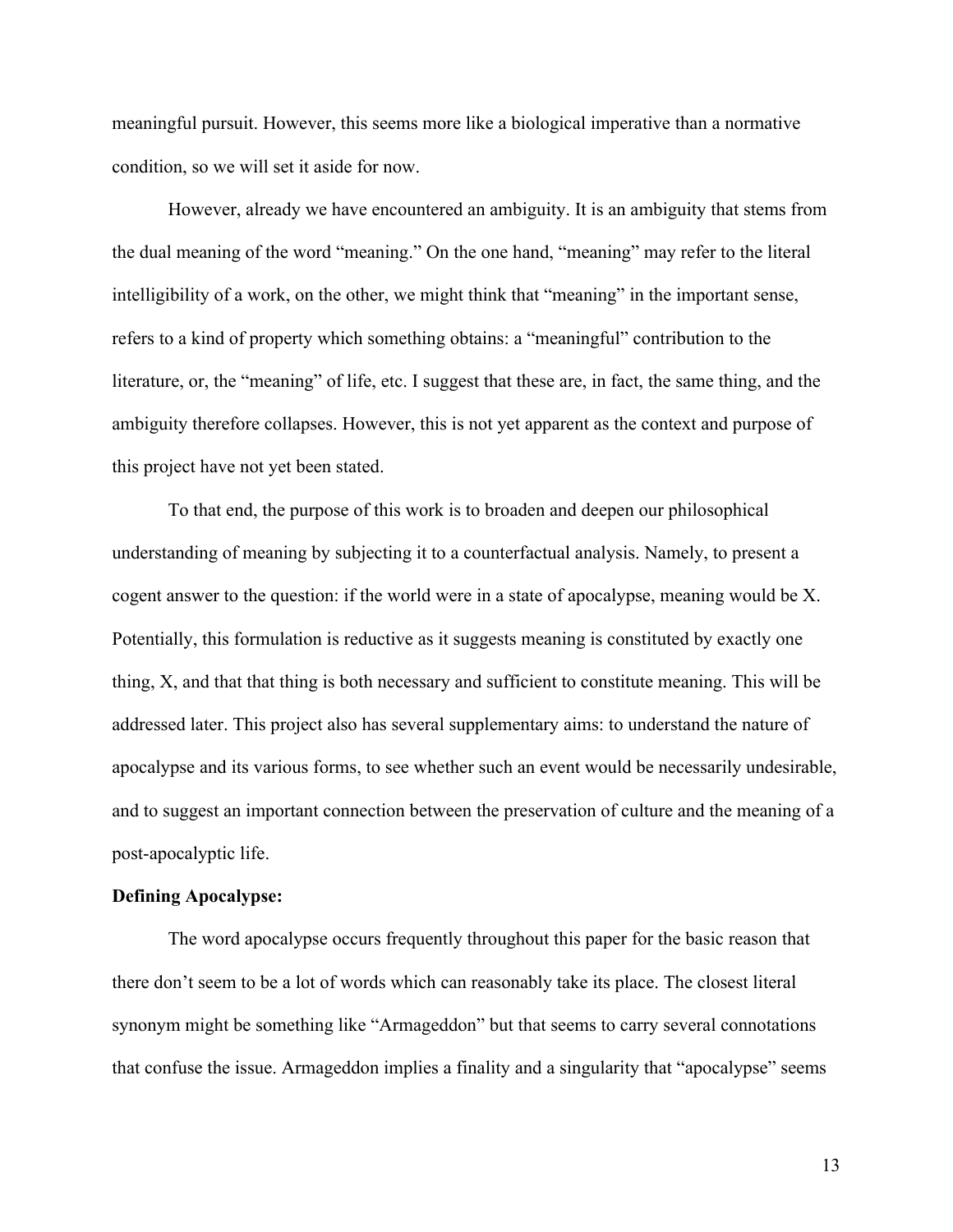meaningful pursuit. However, this seems more like a biological imperative than a normative condition, so we will set it aside for now.

However, already we have encountered an ambiguity. It is an ambiguity that stems from the dual meaning of the word "meaning." On the one hand, "meaning" may refer to the literal intelligibility of a work, on the other, we might think that "meaning" in the important sense, refers to a kind of property which something obtains: a "meaningful" contribution to the literature, or, the "meaning" of life, etc. I suggest that these are, in fact, the same thing, and the ambiguity therefore collapses. However, this is not yet apparent as the context and purpose of this project have not yet been stated.

To that end, the purpose of this work is to broaden and deepen our philosophical understanding of meaning by subjecting it to a counterfactual analysis. Namely, to present a cogent answer to the question: if the world were in a state of apocalypse, meaning would be X. Potentially, this formulation is reductive as it suggests meaning is constituted by exactly one thing, X, and that that thing is both necessary and sufficient to constitute meaning. This will be addressed later. This project also has several supplementary aims: to understand the nature of apocalypse and its various forms, to see whether such an event would be necessarily undesirable, and to suggest an important connection between the preservation of culture and the meaning of a post-apocalyptic life.

**Defining Apocalypse:**

The word apocalypse occurs frequently throughout this paper for the basic reason that there don't seem to be a lot of words which can reasonably take its place. The closest literal synonym might be something like "Armageddon" but that seems to carry several connotations that confuse the issue. Armageddon implies a finality and a singularity that "apocalypse" seems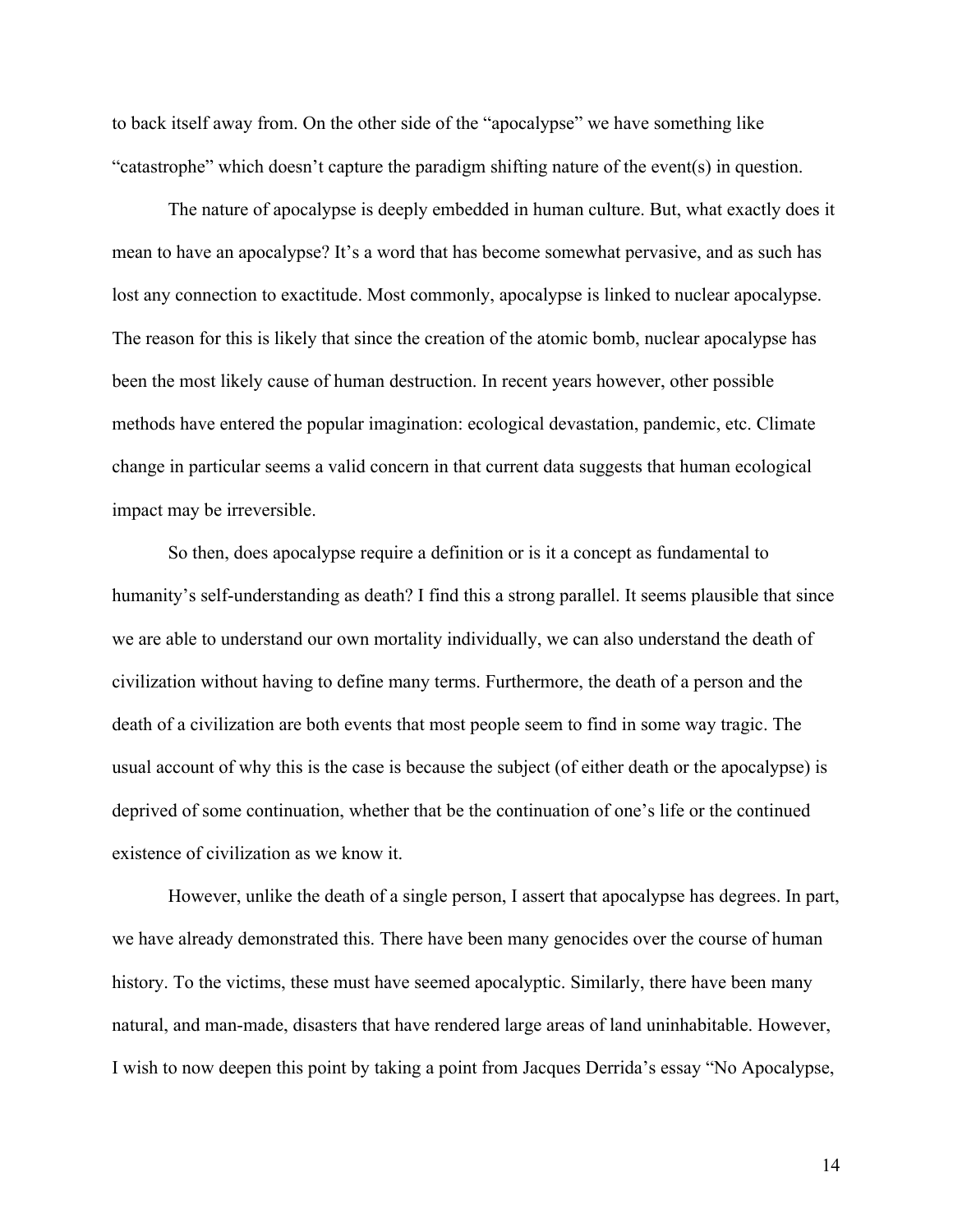to back itself away from. On the other side of the "apocalypse" we have something like "catastrophe" which doesn't capture the paradigm shifting nature of the event(s) in question.

The nature of apocalypse is deeply embedded in human culture. But, what exactly does it mean to have an apocalypse? It's a word that has become somewhat pervasive, and as such has lost any connection to exactitude. Most commonly, apocalypse is linked to nuclear apocalypse. The reason for this is likely that since the creation of the atomic bomb, nuclear apocalypse has been the most likely cause of human destruction. In recent years however, other possible methods have entered the popular imagination: ecological devastation, pandemic, etc. Climate change in particular seems a valid concern in that current data suggests that human ecological impact may be irreversible.

So then, does apocalypse require a definition or is it a concept as fundamental to humanity's self-understanding as death? I find this a strong parallel. It seems plausible that since we are able to understand our own mortality individually, we can also understand the death of civilization without having to define many terms. Furthermore, the death of a person and the death of a civilization are both events that most people seem to find in some way tragic. The usual account of why this is the case is because the subject (of either death or the apocalypse) is deprived of some continuation, whether that be the continuation of one's life or the continued existence of civilization as we know it.

However, unlike the death of a single person, I assert that apocalypse has degrees. In part, we have already demonstrated this. There have been many genocides over the course of human history. To the victims, these must have seemed apocalyptic. Similarly, there have been many natural, and man-made, disasters that have rendered large areas of land uninhabitable. However, I wish to now deepen this point by taking a point from Jacques Derrida's essay "No Apocalypse,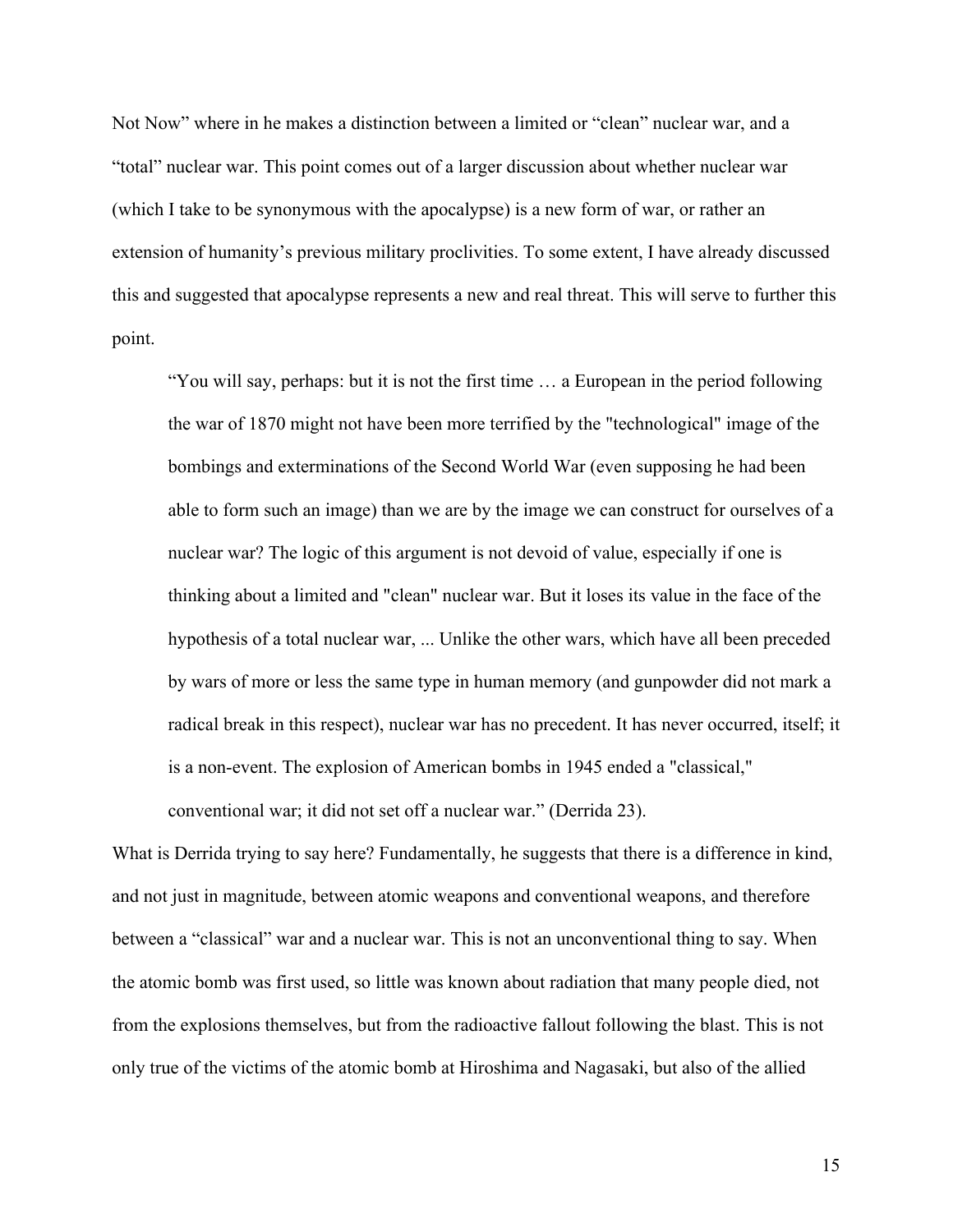Not Now" where in he makes a distinction between a limited or "clean" nuclear war, and a "total" nuclear war. This point comes out of a larger discussion about whether nuclear war (which I take to be synonymous with the apocalypse) is a new form of war, or rather an extension of humanity's previous military proclivities. To some extent, I have already discussed this and suggested that apocalypse represents a new and real threat. This will serve to further this point.

> "You will say, perhaps: but it is not the first time … a European in the period following the war of 1870 might not have been more terrified by the "technological" image of the bombings and exterminations of the Second World War (even supposing he had been able to form such an image) than we are by the image we can construct for ourselves of a nuclear war? The logic of this argument is not devoid of value, especially if one is thinking about a limited and "clean" nuclear war. But it loses its value in the face of the hypothesis of a total nuclear war, ... Unlike the other wars, which have all been preceded by wars of more or less the same type in human memory (and gunpowder did not mark a radical break in this respect), nuclear war has no precedent. It has never occurred, itself; it is a non-event. The explosion of American bombs in 1945 ended a "classical," conventional war; it did not set off a nuclear war." (Derrida 23).

What is Derrida trying to say here? Fundamentally, he suggests that there is a difference in kind, and not just in magnitude, between atomic weapons and conventional weapons, and therefore between a "classical" war and a nuclear war. This is not an unconventional thing to say. When the atomic bomb was first used, so little was known about radiation that many people died, not from the explosions themselves, but from the radioactive fallout following the blast. This is not only true of the victims of the atomic bomb at Hiroshima and Nagasaki, but also of the allied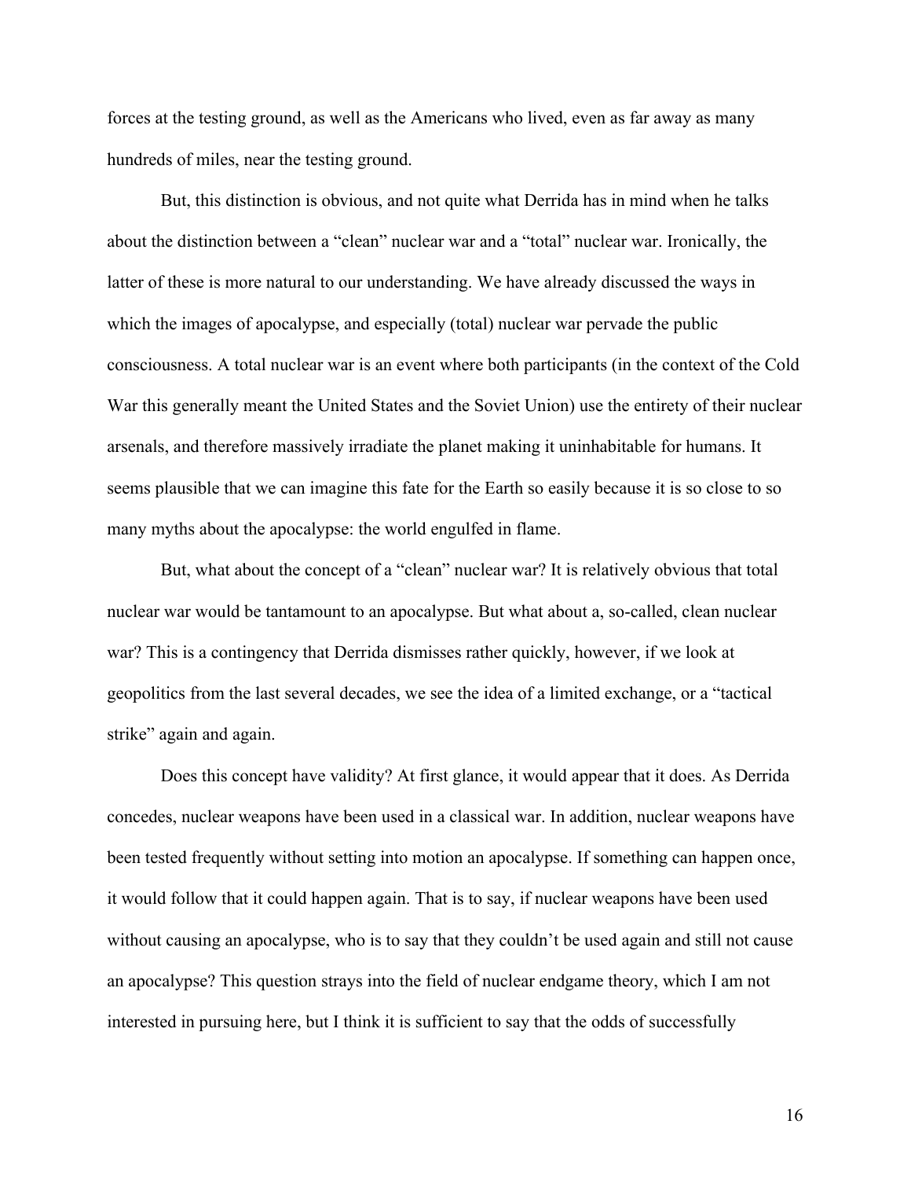forces at the testing ground, as well as the Americans who lived, even as far away as many hundreds of miles, near the testing ground.

But, this distinction is obvious, and not quite what Derrida has in mind when he talks about the distinction between a "clean" nuclear war and a "total" nuclear war. Ironically, the latter of these is more natural to our understanding. We have already discussed the ways in which the images of apocalypse, and especially (total) nuclear war pervade the public consciousness. A total nuclear war is an event where both participants (in the context of the Cold War this generally meant the United States and the Soviet Union) use the entirety of their nuclear arsenals, and therefore massively irradiate the planet making it uninhabitable for humans. It seems plausible that we can imagine this fate for the Earth so easily because it is so close to so many myths about the apocalypse: the world engulfed in flame.

But, what about the concept of a "clean" nuclear war? It is relatively obvious that total nuclear war would be tantamount to an apocalypse. But what about a, so-called, clean nuclear war? This is a contingency that Derrida dismisses rather quickly, however, if we look at geopolitics from the last several decades, we see the idea of a limited exchange, or a "tactical strike" again and again.

Does this concept have validity? At first glance, it would appear that it does. As Derrida concedes, nuclear weapons have been used in a classical war. In addition, nuclear weapons have been tested frequently without setting into motion an apocalypse. If something can happen once, it would follow that it could happen again. That is to say, if nuclear weapons have been used without causing an apocalypse, who is to say that they couldn't be used again and still not cause an apocalypse? This question strays into the field of nuclear endgame theory, which I am not interested in pursuing here, but I think it is sufficient to say that the odds of successfully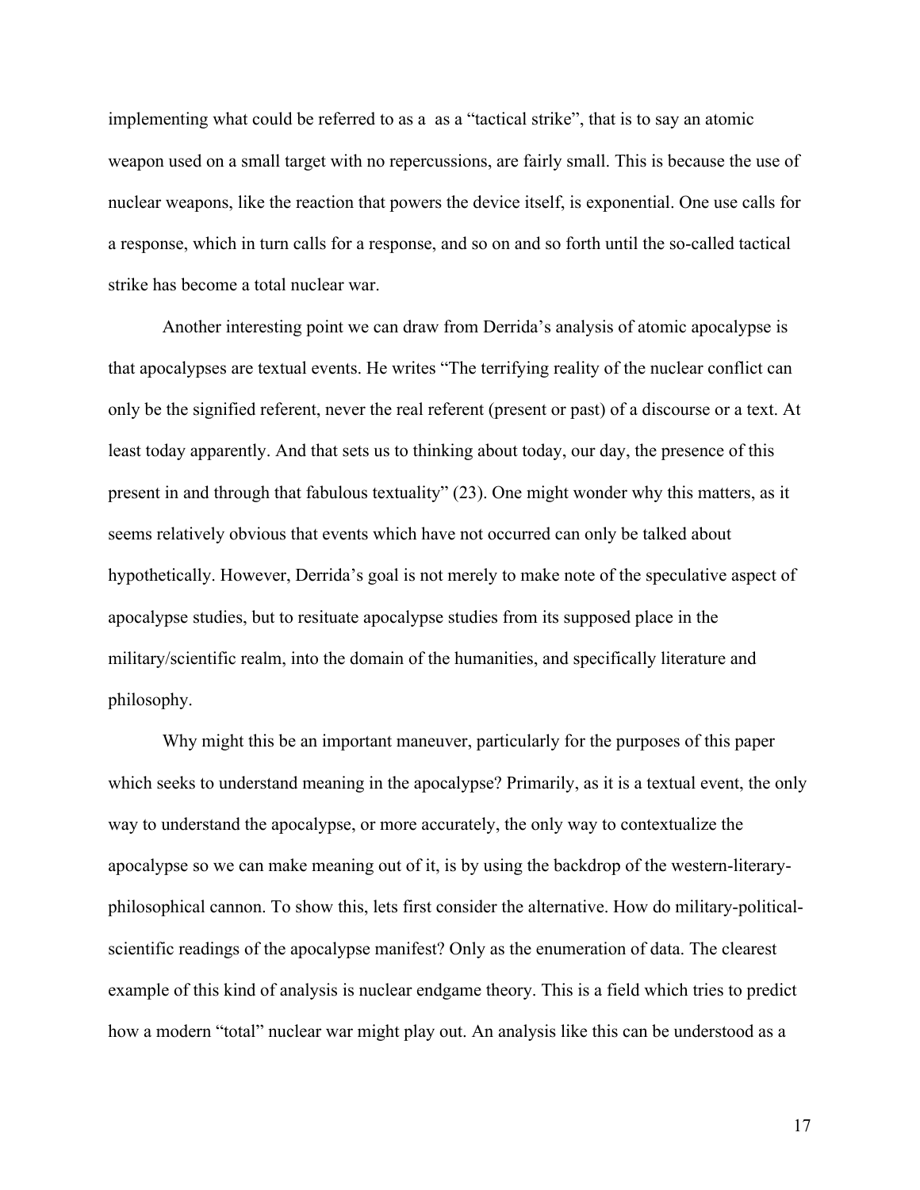implementing what could be referred to as a  as a "tactical strike", that is to say an atomic weapon used on a small target with no repercussions, are fairly small. This is because the use of nuclear weapons, like the reaction that powers the device itself, is exponential. One use calls for a response, which in turn calls for a response, and so on and so forth until the so-called tactical strike has become a total nuclear war.

Another interesting point we can draw from Derrida's analysis of atomic apocalypse is that apocalypses are textual events. He writes "The terrifying reality of the nuclear conflict can only be the signified referent, never the real referent (present or past) of a discourse or a text. At least today apparently. And that sets us to thinking about today, our day, the presence of this present in and through that fabulous textuality" (23). One might wonder why this matters, as it seems relatively obvious that events which have not occurred can only be talked about hypothetically. However, Derrida's goal is not merely to make note of the speculative aspect of apocalypse studies, but to resituate apocalypse studies from its supposed place in the military/scientific realm, into the domain of the humanities, and specifically literature and philosophy.

Why might this be an important maneuver, particularly for the purposes of this paper which seeks to understand meaning in the apocalypse? Primarily, as it is a textual event, the only way to understand the apocalypse, or more accurately, the only way to contextualize the apocalypse so we can make meaning out of it, is by using the backdrop of the western-literary-philosophical cannon. To show this, lets first consider the alternative. How do military-political-scientific readings of the apocalypse manifest? Only as the enumeration of data. The clearest example of this kind of analysis is nuclear endgame theory. This is a field which tries to predict how a modern "total" nuclear war might play out. An analysis like this can be understood as a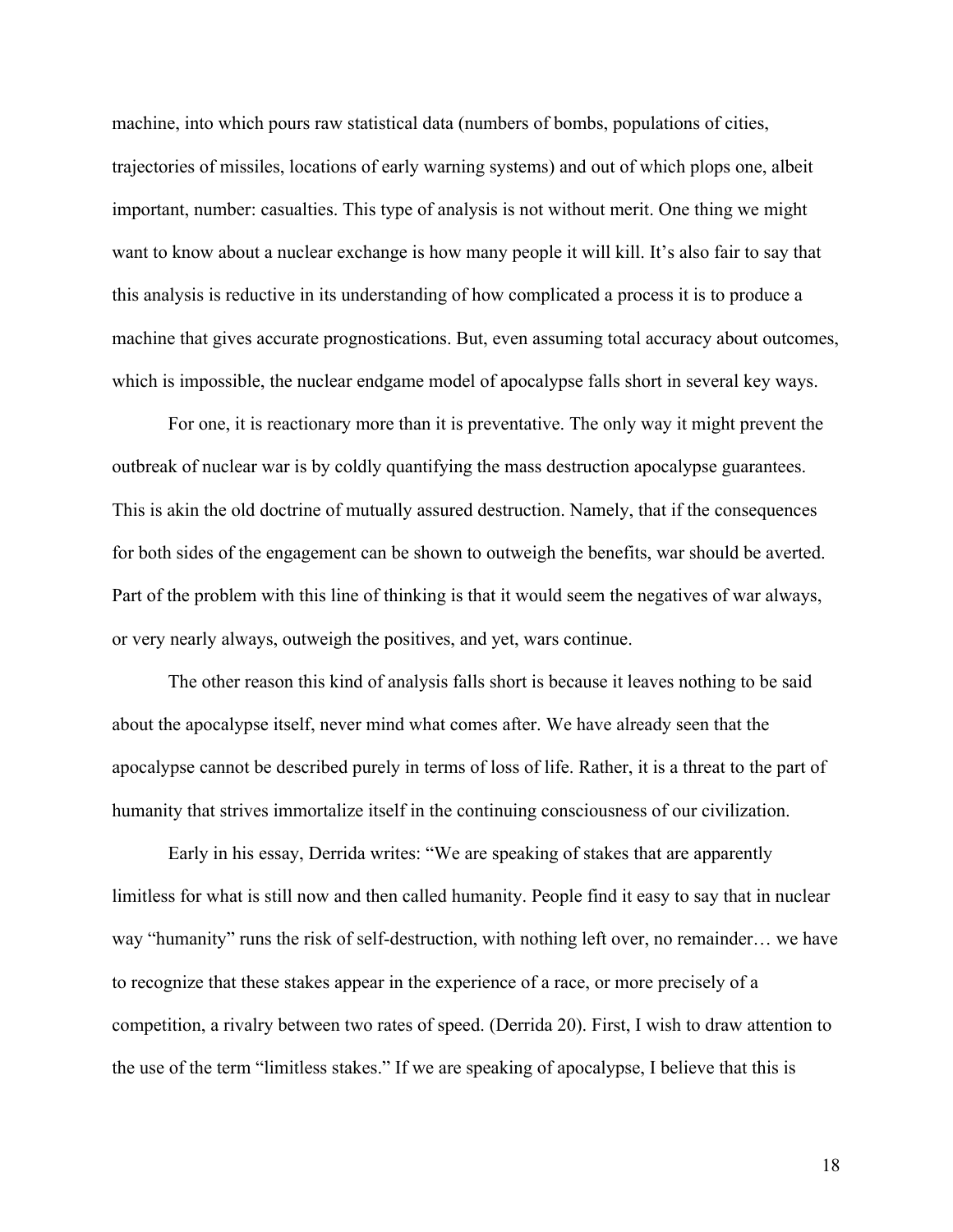machine, into which pours raw statistical data (numbers of bombs, populations of cities, trajectories of missiles, locations of early warning systems) and out of which plops one, albeit important, number: casualties. This type of analysis is not without merit. One thing we might want to know about a nuclear exchange is how many people it will kill. It's also fair to say that this analysis is reductive in its understanding of how complicated a process it is to produce a machine that gives accurate prognostications. But, even assuming total accuracy about outcomes, which is impossible, the nuclear endgame model of apocalypse falls short in several key ways.

For one, it is reactionary more than it is preventative. The only way it might prevent the outbreak of nuclear war is by coldly quantifying the mass destruction apocalypse guarantees. This is akin the old doctrine of mutually assured destruction. Namely, that if the consequences for both sides of the engagement can be shown to outweigh the benefits, war should be averted. Part of the problem with this line of thinking is that it would seem the negatives of war always, or very nearly always, outweigh the positives, and yet, wars continue.

The other reason this kind of analysis falls short is because it leaves nothing to be said about the apocalypse itself, never mind what comes after. We have already seen that the apocalypse cannot be described purely in terms of loss of life. Rather, it is a threat to the part of humanity that strives immortalize itself in the continuing consciousness of our civilization.

Early in his essay, Derrida writes: "We are speaking of stakes that are apparently limitless for what is still now and then called humanity. People find it easy to say that in nuclear way "humanity" runs the risk of self-destruction, with nothing left over, no remainder… we have to recognize that these stakes appear in the experience of a race, or more precisely of a competition, a rivalry between two rates of speed. (Derrida 20). First, I wish to draw attention to the use of the term "limitless stakes." If we are speaking of apocalypse, I believe that this is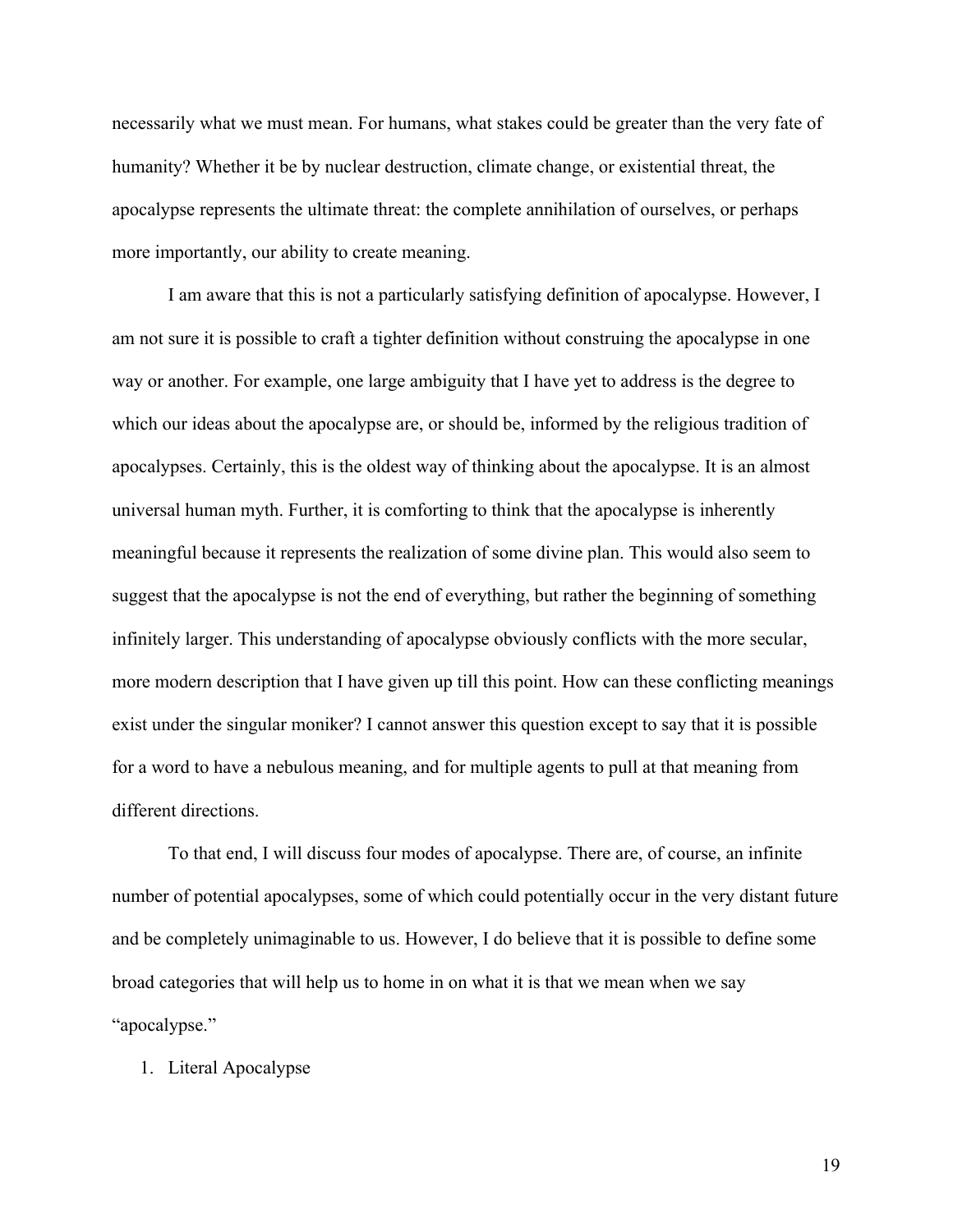necessarily what we must mean. For humans, what stakes could be greater than the very fate of humanity? Whether it be by nuclear destruction, climate change, or existential threat, the apocalypse represents the ultimate threat: the complete annihilation of ourselves, or perhaps more importantly, our ability to create meaning.

I am aware that this is not a particularly satisfying definition of apocalypse. However, I am not sure it is possible to craft a tighter definition without construing the apocalypse in one way or another. For example, one large ambiguity that I have yet to address is the degree to which our ideas about the apocalypse are, or should be, informed by the religious tradition of apocalypses. Certainly, this is the oldest way of thinking about the apocalypse. It is an almost universal human myth. Further, it is comforting to think that the apocalypse is inherently meaningful because it represents the realization of some divine plan. This would also seem to suggest that the apocalypse is not the end of everything, but rather the beginning of something infinitely larger. This understanding of apocalypse obviously conflicts with the more secular, more modern description that I have given up till this point. How can these conflicting meanings exist under the singular moniker? I cannot answer this question except to say that it is possible for a word to have a nebulous meaning, and for multiple agents to pull at that meaning from different directions.

To that end, I will discuss four modes of apocalypse. There are, of course, an infinite number of potential apocalypses, some of which could potentially occur in the very distant future and be completely unimaginable to us. However, I do believe that it is possible to define some broad categories that will help us to home in on what it is that we mean when we say "apocalypse."

1. Literal Apocalypse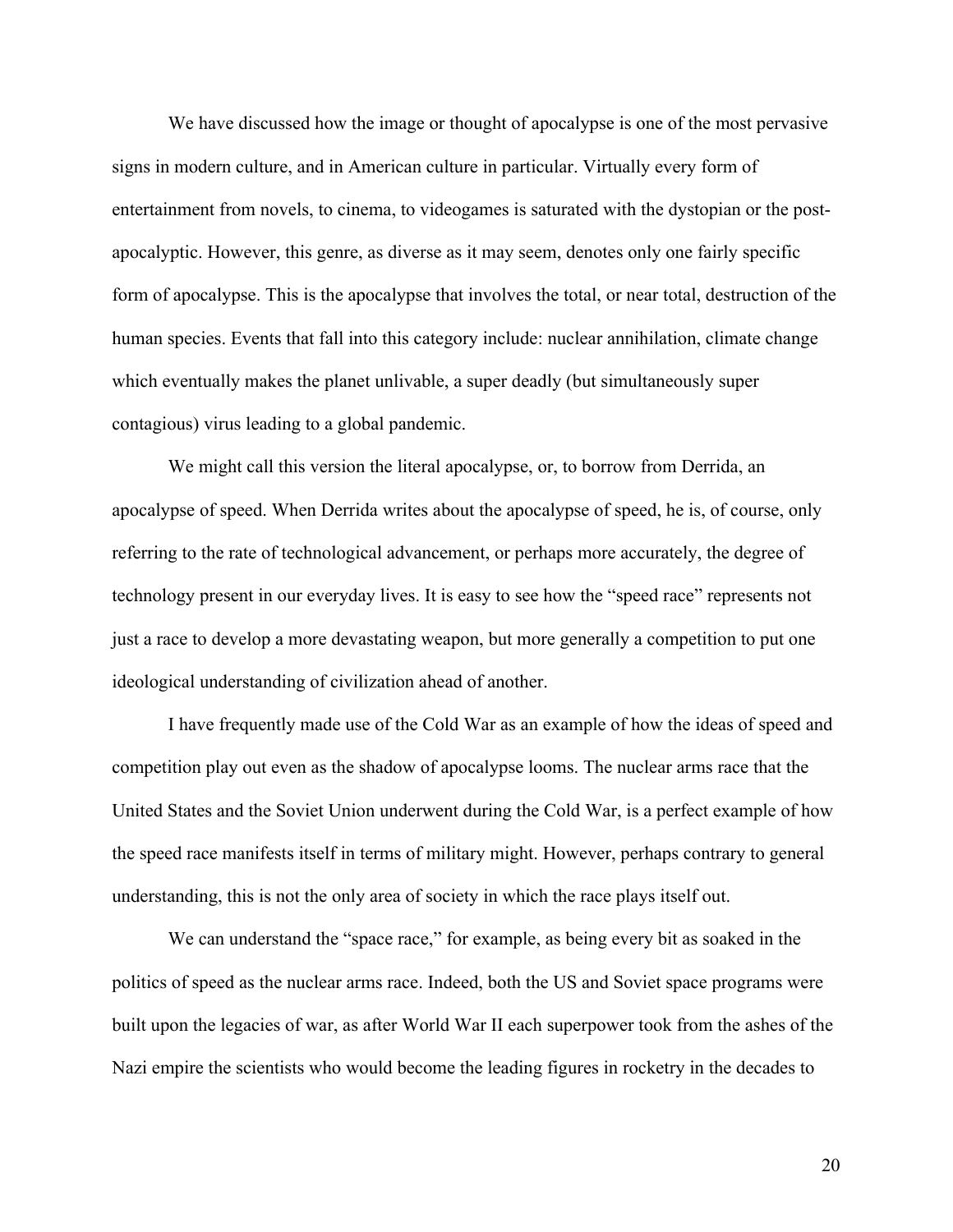We have discussed how the image or thought of apocalypse is one of the most pervasive signs in modern culture, and in American culture in particular. Virtually every form of entertainment from novels, to cinema, to videogames is saturated with the dystopian or the post-apocalyptic. However, this genre, as diverse as it may seem, denotes only one fairly specific form of apocalypse. This is the apocalypse that involves the total, or near total, destruction of the human species. Events that fall into this category include: nuclear annihilation, climate change which eventually makes the planet unlivable, a super deadly (but simultaneously super contagious) virus leading to a global pandemic.

We might call this version the literal apocalypse, or, to borrow from Derrida, an apocalypse of speed. When Derrida writes about the apocalypse of speed, he is, of course, only referring to the rate of technological advancement, or perhaps more accurately, the degree of technology present in our everyday lives. It is easy to see how the "speed race" represents not just a race to develop a more devastating weapon, but more generally a competition to put one ideological understanding of civilization ahead of another.

I have frequently made use of the Cold War as an example of how the ideas of speed and competition play out even as the shadow of apocalypse looms. The nuclear arms race that the United States and the Soviet Union underwent during the Cold War, is a perfect example of how the speed race manifests itself in terms of military might. However, perhaps contrary to general understanding, this is not the only area of society in which the race plays itself out.

We can understand the "space race," for example, as being every bit as soaked in the politics of speed as the nuclear arms race. Indeed, both the US and Soviet space programs were built upon the legacies of war, as after World War II each superpower took from the ashes of the Nazi empire the scientists who would become the leading figures in rocketry in the decades to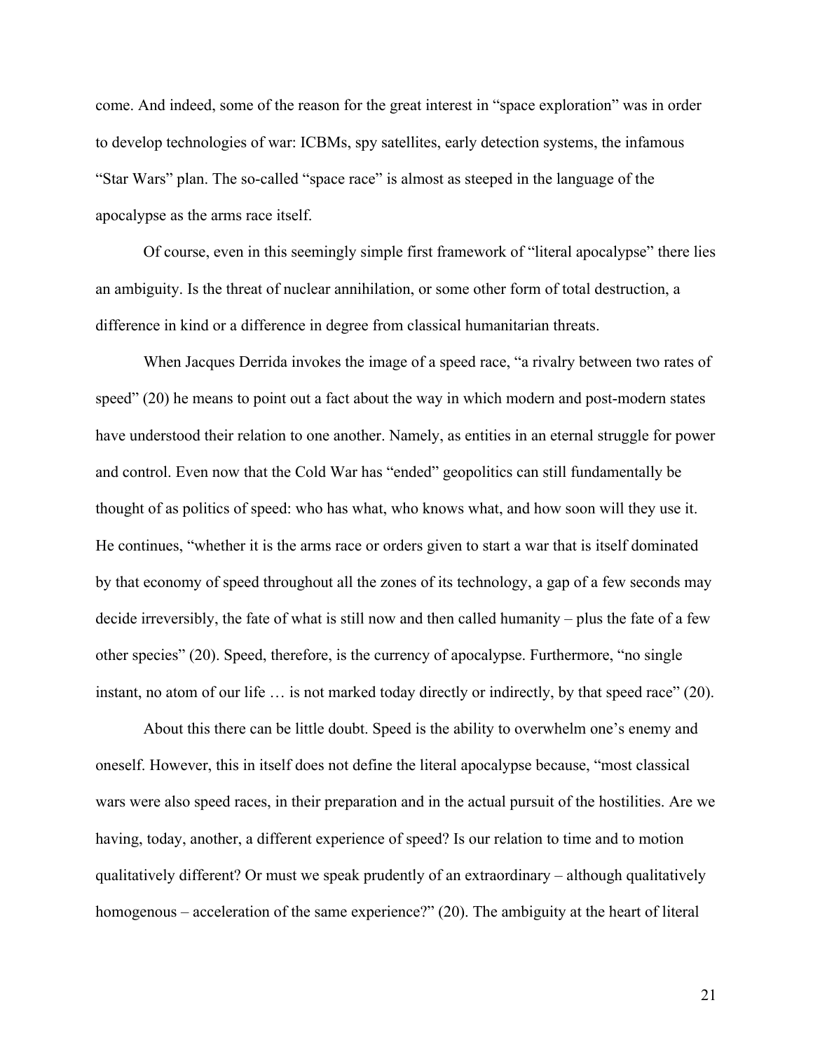come. And indeed, some of the reason for the great interest in "space exploration" was in order to develop technologies of war: ICBMs, spy satellites, early detection systems, the infamous "Star Wars" plan. The so-called "space race" is almost as steeped in the language of the apocalypse as the arms race itself.

Of course, even in this seemingly simple first framework of "literal apocalypse" there lies an ambiguity. Is the threat of nuclear annihilation, or some other form of total destruction, a difference in kind or a difference in degree from classical humanitarian threats.

When Jacques Derrida invokes the image of a speed race, "a rivalry between two rates of speed" (20) he means to point out a fact about the way in which modern and post-modern states have understood their relation to one another. Namely, as entities in an eternal struggle for power and control. Even now that the Cold War has "ended" geopolitics can still fundamentally be thought of as politics of speed: who has what, who knows what, and how soon will they use it. He continues, "whether it is the arms race or orders given to start a war that is itself dominated by that economy of speed throughout all the zones of its technology, a gap of a few seconds may decide irreversibly, the fate of what is still now and then called humanity – plus the fate of a few other species" (20). Speed, therefore, is the currency of apocalypse. Furthermore, "no single instant, no atom of our life … is not marked today directly or indirectly, by that speed race" (20).

About this there can be little doubt. Speed is the ability to overwhelm one's enemy and oneself. However, this in itself does not define the literal apocalypse because, "most classical wars were also speed races, in their preparation and in the actual pursuit of the hostilities. Are we having, today, another, a different experience of speed? Is our relation to time and to motion qualitatively different? Or must we speak prudently of an extraordinary – although qualitatively homogenous – acceleration of the same experience?" (20). The ambiguity at the heart of literal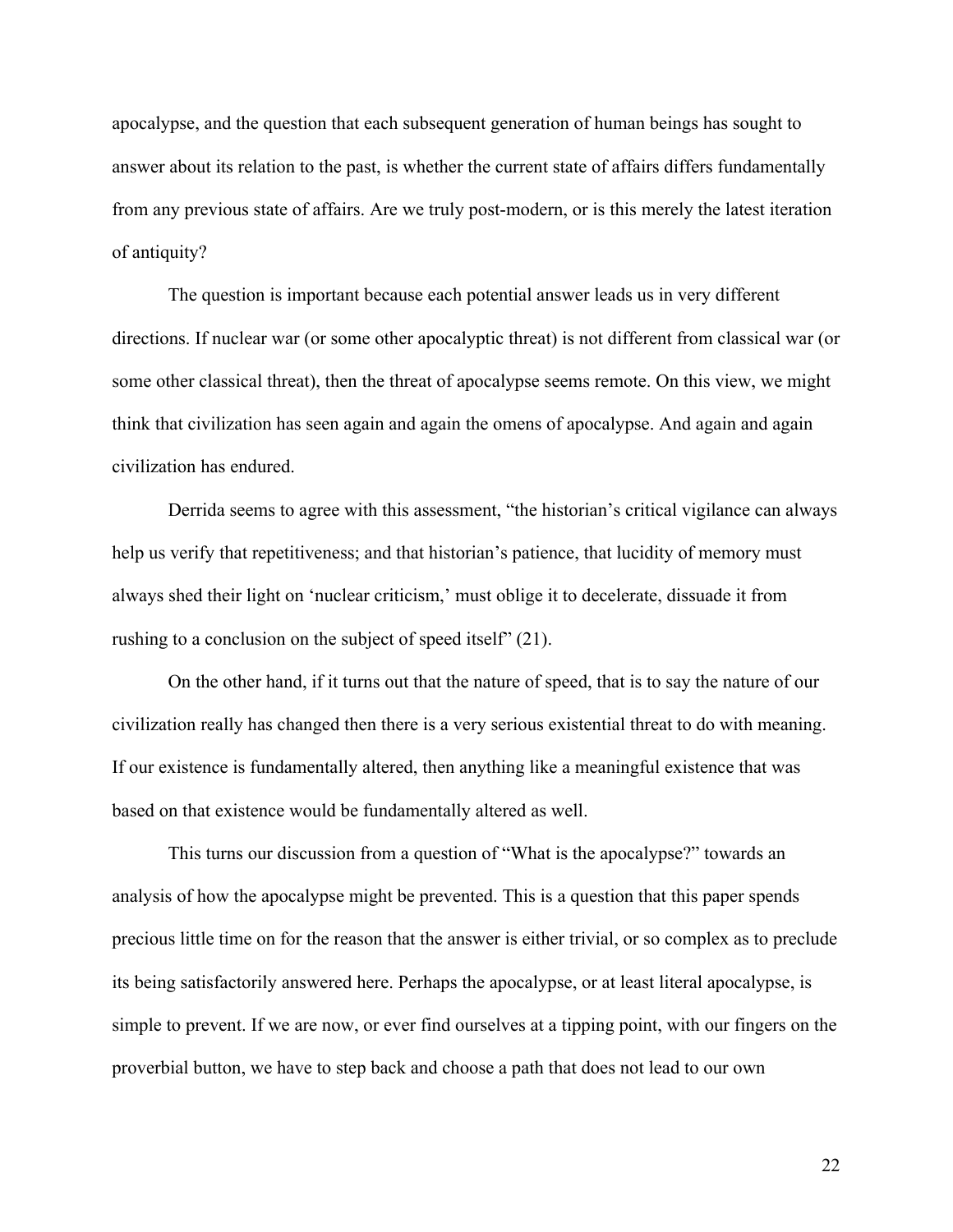apocalypse, and the question that each subsequent generation of human beings has sought to answer about its relation to the past, is whether the current state of affairs differs fundamentally from any previous state of affairs. Are we truly post-modern, or is this merely the latest iteration of antiquity?

The question is important because each potential answer leads us in very different directions. If nuclear war (or some other apocalyptic threat) is not different from classical war (or some other classical threat), then the threat of apocalypse seems remote. On this view, we might think that civilization has seen again and again the omens of apocalypse. And again and again civilization has endured.

Derrida seems to agree with this assessment, "the historian's critical vigilance can always help us verify that repetitiveness; and that historian's patience, that lucidity of memory must always shed their light on 'nuclear criticism,' must oblige it to decelerate, dissuade it from rushing to a conclusion on the subject of speed itself" (21).

On the other hand, if it turns out that the nature of speed, that is to say the nature of our civilization really has changed then there is a very serious existential threat to do with meaning. If our existence is fundamentally altered, then anything like a meaningful existence that was based on that existence would be fundamentally altered as well.

This turns our discussion from a question of "What is the apocalypse?" towards an analysis of how the apocalypse might be prevented. This is a question that this paper spends precious little time on for the reason that the answer is either trivial, or so complex as to preclude its being satisfactorily answered here. Perhaps the apocalypse, or at least literal apocalypse, is simple to prevent. If we are now, or ever find ourselves at a tipping point, with our fingers on the proverbial button, we have to step back and choose a path that does not lead to our own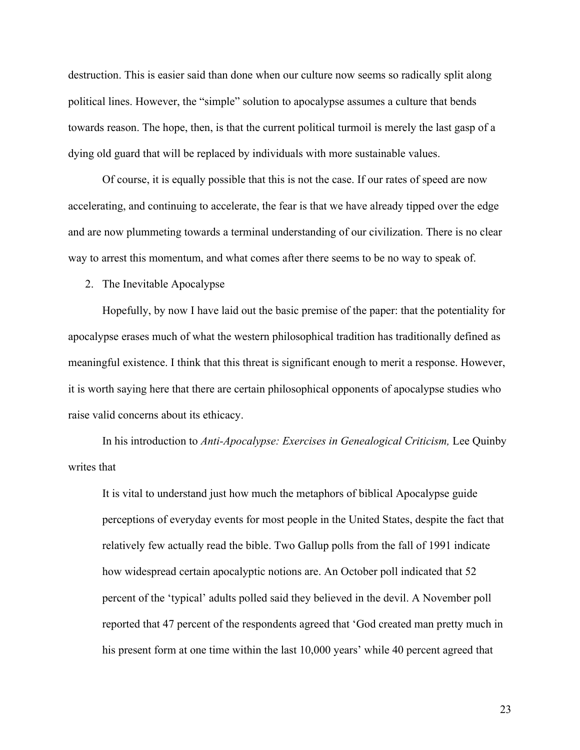destruction. This is easier said than done when our culture now seems so radically split along political lines. However, the "simple" solution to apocalypse assumes a culture that bends towards reason. The hope, then, is that the current political turmoil is merely the last gasp of a dying old guard that will be replaced by individuals with more sustainable values.

Of course, it is equally possible that this is not the case. If our rates of speed are now accelerating, and continuing to accelerate, the fear is that we have already tipped over the edge and are now plummeting towards a terminal understanding of our civilization. There is no clear way to arrest this momentum, and what comes after there seems to be no way to speak of.

2. The Inevitable Apocalypse

Hopefully, by now I have laid out the basic premise of the paper: that the potentiality for apocalypse erases much of what the western philosophical tradition has traditionally defined as meaningful existence. I think that this threat is significant enough to merit a response. However, it is worth saying here that there are certain philosophical opponents of apocalypse studies who raise valid concerns about its ethicacy.

In his introduction to *Anti-Apocalypse: Exercises in Genealogical Criticism,* Lee Quinby writes that

> It is vital to understand just how much the metaphors of biblical Apocalypse guide perceptions of everyday events for most people in the United States, despite the fact that relatively few actually read the bible. Two Gallup polls from the fall of 1991 indicate how widespread certain apocalyptic notions are. An October poll indicated that 52 percent of the 'typical' adults polled said they believed in the devil. A November poll reported that 47 percent of the respondents agreed that 'God created man pretty much in his present form at one time within the last 10,000 years' while 40 percent agreed that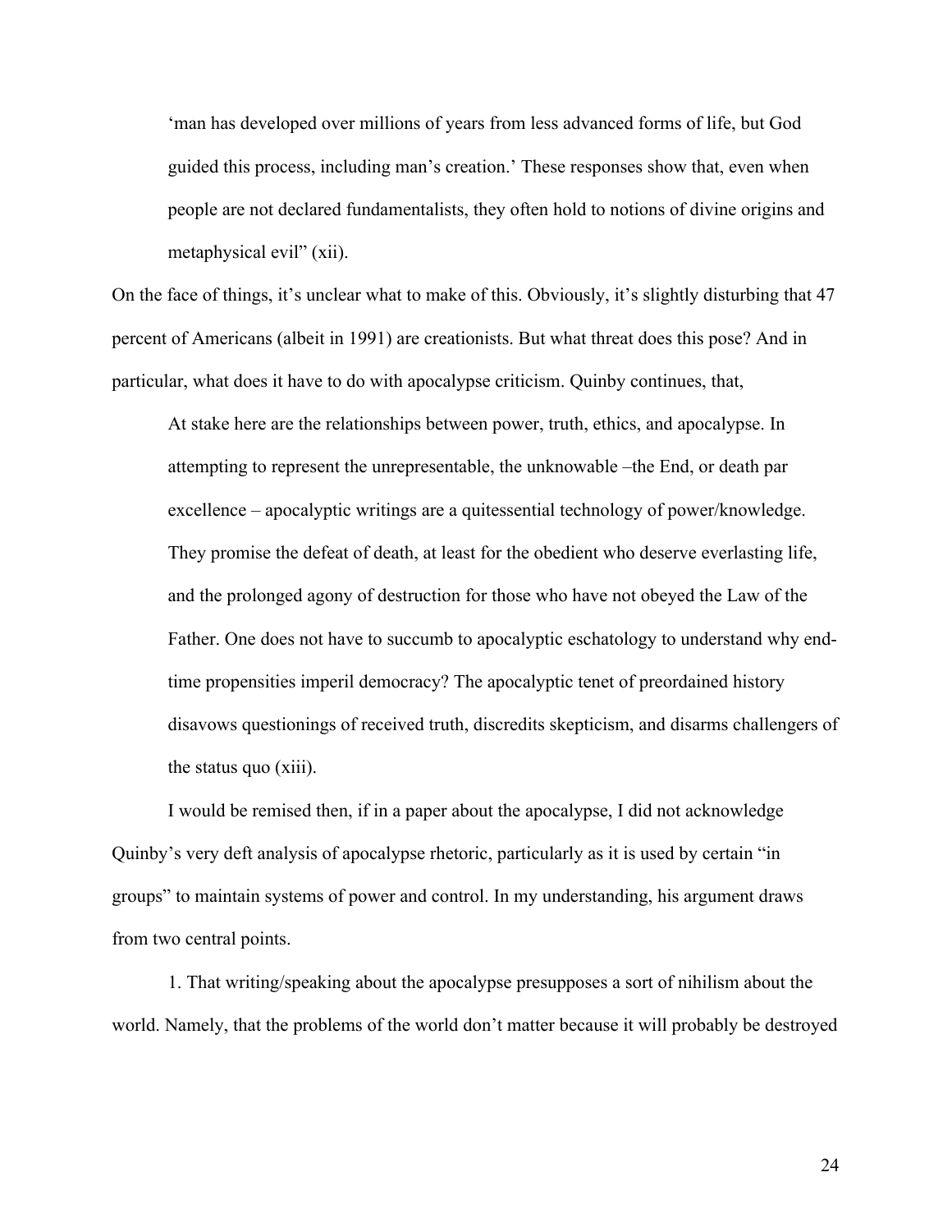> 'man has developed over millions of years from less advanced forms of life, but God guided this process, including man's creation.' These responses show that, even when people are not declared fundamentalists, they often hold to notions of divine origins and metaphysical evil" (xii).

On the face of things, it's unclear what to make of this. Obviously, it's slightly disturbing that 47 percent of Americans (albeit in 1991) are creationists. But what threat does this pose? And in particular, what does it have to do with apocalypse criticism. Quinby continues, that,

> At stake here are the relationships between power, truth, ethics, and apocalypse. In attempting to represent the unrepresentable, the unknowable –the End, or death par excellence – apocalyptic writings are a quitessential technology of power/knowledge. They promise the defeat of death, at least for the obedient who deserve everlasting life, and the prolonged agony of destruction for those who have not obeyed the Law of the Father. One does not have to succumb to apocalyptic eschatology to understand why end-time propensities imperil democracy? The apocalyptic tenet of preordained history disavows questionings of received truth, discredits skepticism, and disarms challengers of the status quo (xiii).

I would be remised then, if in a paper about the apocalypse, I did not acknowledge Quinby's very deft analysis of apocalypse rhetoric, particularly as it is used by certain "in groups" to maintain systems of power and control. In my understanding, his argument draws from two central points.

1. That writing/speaking about the apocalypse presupposes a sort of nihilism about the world. Namely, that the problems of the world don't matter because it will probably be destroyed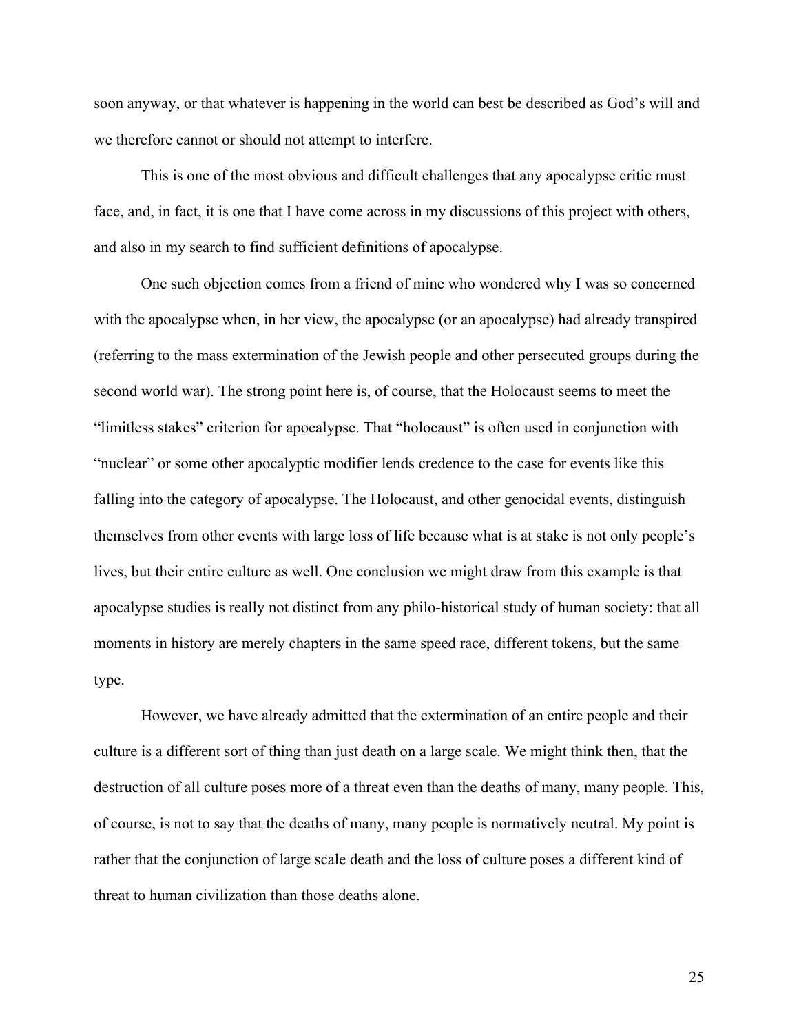soon anyway, or that whatever is happening in the world can best be described as God's will and we therefore cannot or should not attempt to interfere.

This is one of the most obvious and difficult challenges that any apocalypse critic must face, and, in fact, it is one that I have come across in my discussions of this project with others, and also in my search to find sufficient definitions of apocalypse.

One such objection comes from a friend of mine who wondered why I was so concerned with the apocalypse when, in her view, the apocalypse (or an apocalypse) had already transpired (referring to the mass extermination of the Jewish people and other persecuted groups during the second world war). The strong point here is, of course, that the Holocaust seems to meet the "limitless stakes" criterion for apocalypse. That "holocaust" is often used in conjunction with "nuclear" or some other apocalyptic modifier lends credence to the case for events like this falling into the category of apocalypse. The Holocaust, and other genocidal events, distinguish themselves from other events with large loss of life because what is at stake is not only people's lives, but their entire culture as well. One conclusion we might draw from this example is that apocalypse studies is really not distinct from any philo-historical study of human society: that all moments in history are merely chapters in the same speed race, different tokens, but the same type.

However, we have already admitted that the extermination of an entire people and their culture is a different sort of thing than just death on a large scale. We might think then, that the destruction of all culture poses more of a threat even than the deaths of many, many people. This, of course, is not to say that the deaths of many, many people is normatively neutral. My point is rather that the conjunction of large scale death and the loss of culture poses a different kind of threat to human civilization than those deaths alone.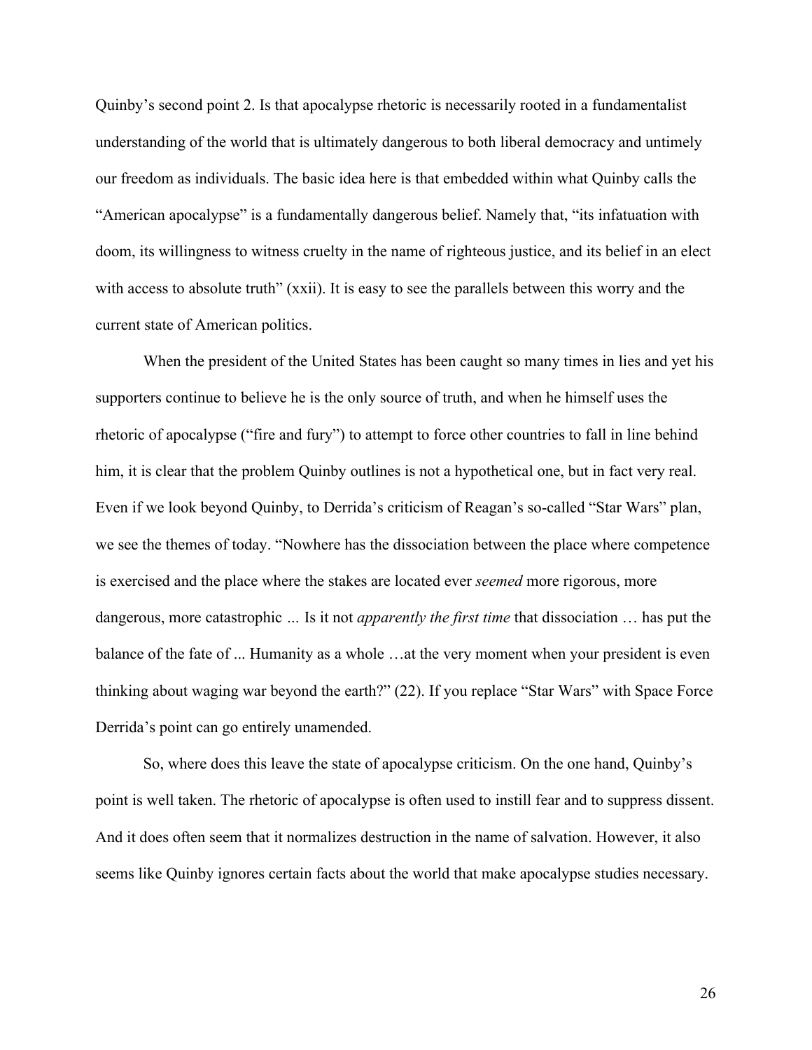Quinby's second point 2. Is that apocalypse rhetoric is necessarily rooted in a fundamentalist understanding of the world that is ultimately dangerous to both liberal democracy and untimely our freedom as individuals. The basic idea here is that embedded within what Quinby calls the "American apocalypse" is a fundamentally dangerous belief. Namely that, "its infatuation with doom, its willingness to witness cruelty in the name of righteous justice, and its belief in an elect with access to absolute truth" (xxii). It is easy to see the parallels between this worry and the current state of American politics.

When the president of the United States has been caught so many times in lies and yet his supporters continue to believe he is the only source of truth, and when he himself uses the rhetoric of apocalypse ("fire and fury") to attempt to force other countries to fall in line behind him, it is clear that the problem Quinby outlines is not a hypothetical one, but in fact very real. Even if we look beyond Quinby, to Derrida's criticism of Reagan's so-called "Star Wars" plan, we see the themes of today. "Nowhere has the dissociation between the place where competence is exercised and the place where the stakes are located ever *seemed* more rigorous, more dangerous, more catastrophic ... Is it not *apparently the first time* that dissociation … has put the balance of the fate of ... Humanity as a whole …at the very moment when your president is even thinking about waging war beyond the earth?" (22). If you replace "Star Wars" with Space Force Derrida's point can go entirely unamended.

So, where does this leave the state of apocalypse criticism. On the one hand, Quinby's point is well taken. The rhetoric of apocalypse is often used to instill fear and to suppress dissent. And it does often seem that it normalizes destruction in the name of salvation. However, it also seems like Quinby ignores certain facts about the world that make apocalypse studies necessary.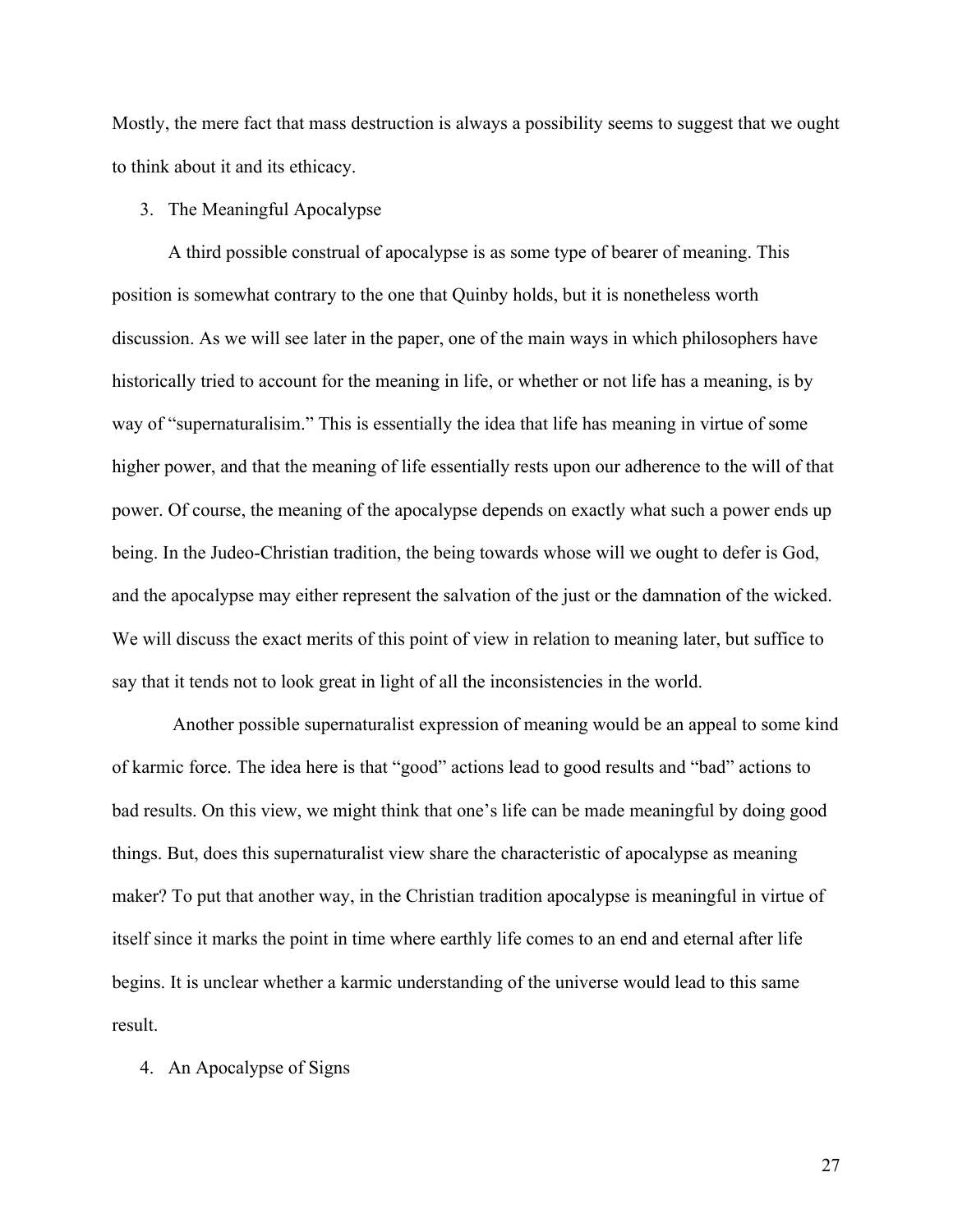Mostly, the mere fact that mass destruction is always a possibility seems to suggest that we ought to think about it and its ethicacy.

3. The Meaningful Apocalypse

A third possible construal of apocalypse is as some type of bearer of meaning. This position is somewhat contrary to the one that Quinby holds, but it is nonetheless worth discussion. As we will see later in the paper, one of the main ways in which philosophers have historically tried to account for the meaning in life, or whether or not life has a meaning, is by way of "supernaturalisim." This is essentially the idea that life has meaning in virtue of some higher power, and that the meaning of life essentially rests upon our adherence to the will of that power. Of course, the meaning of the apocalypse depends on exactly what such a power ends up being. In the Judeo-Christian tradition, the being towards whose will we ought to defer is God, and the apocalypse may either represent the salvation of the just or the damnation of the wicked. We will discuss the exact merits of this point of view in relation to meaning later, but suffice to say that it tends not to look great in light of all the inconsistencies in the world.

Another possible supernaturalist expression of meaning would be an appeal to some kind of karmic force. The idea here is that "good" actions lead to good results and "bad" actions to bad results. On this view, we might think that one's life can be made meaningful by doing good things. But, does this supernaturalist view share the characteristic of apocalypse as meaning maker? To put that another way, in the Christian tradition apocalypse is meaningful in virtue of itself since it marks the point in time where earthly life comes to an end and eternal after life begins. It is unclear whether a karmic understanding of the universe would lead to this same result.

4. An Apocalypse of Signs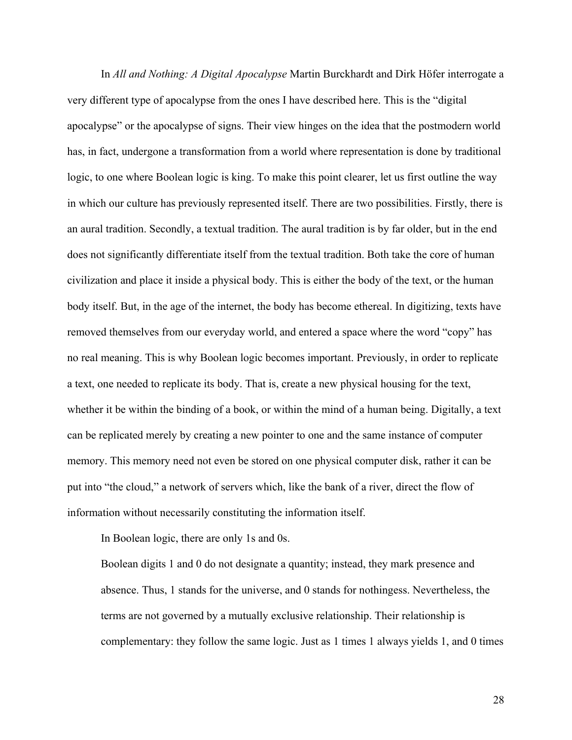In *All and Nothing: A Digital Apocalypse* Martin Burckhardt and Dirk Höfer interrogate a very different type of apocalypse from the ones I have described here. This is the "digital apocalypse" or the apocalypse of signs. Their view hinges on the idea that the postmodern world has, in fact, undergone a transformation from a world where representation is done by traditional logic, to one where Boolean logic is king. To make this point clearer, let us first outline the way in which our culture has previously represented itself. There are two possibilities. Firstly, there is an aural tradition. Secondly, a textual tradition. The aural tradition is by far older, but in the end does not significantly differentiate itself from the textual tradition. Both take the core of human civilization and place it inside a physical body. This is either the body of the text, or the human body itself. But, in the age of the internet, the body has become ethereal. In digitizing, texts have removed themselves from our everyday world, and entered a space where the word "copy" has no real meaning. This is why Boolean logic becomes important. Previously, in order to replicate a text, one needed to replicate its body. That is, create a new physical housing for the text, whether it be within the binding of a book, or within the mind of a human being. Digitally, a text can be replicated merely by creating a new pointer to one and the same instance of computer memory. This memory need not even be stored on one physical computer disk, rather it can be put into "the cloud," a network of servers which, like the bank of a river, direct the flow of information without necessarily constituting the information itself.

In Boolean logic, there are only 1s and 0s.

> Boolean digits 1 and 0 do not designate a quantity; instead, they mark presence and absence. Thus, 1 stands for the universe, and 0 stands for nothingess. Nevertheless, the terms are not governed by a mutually exclusive relationship. Their relationship is complementary: they follow the same logic. Just as 1 times 1 always yields 1, and 0 times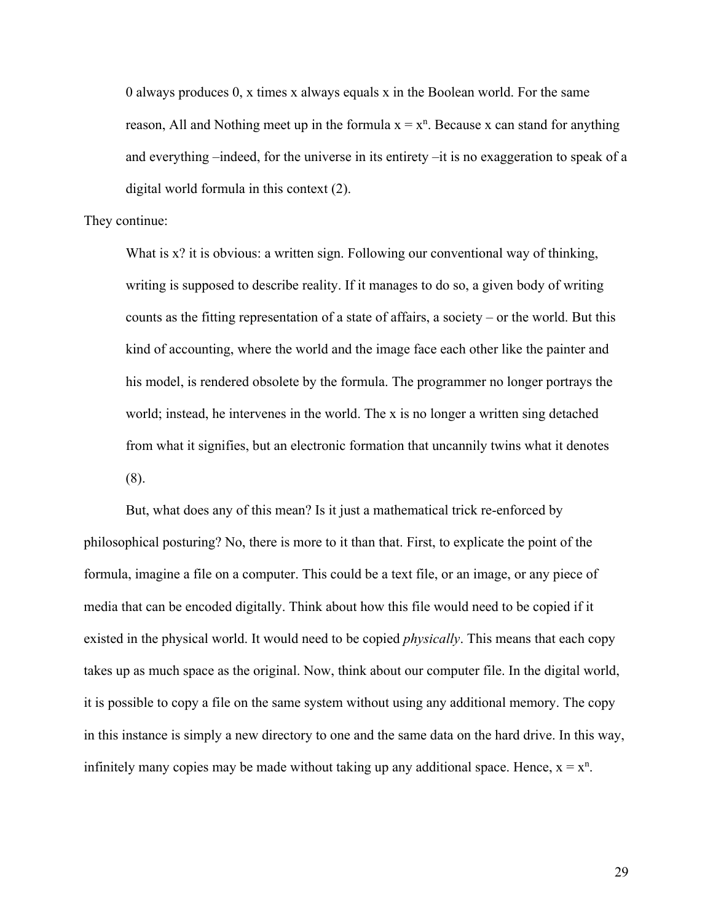> 0 always produces 0, x times x always equals x in the Boolean world. For the same reason, All and Nothing meet up in the formula $x = x^n$. Because x can stand for anything and everything –indeed, for the universe in its entirety –it is no exaggeration to speak of a digital world formula in this context (2).

They continue:

> What is x? it is obvious: a written sign. Following our conventional way of thinking, writing is supposed to describe reality. If it manages to do so, a given body of writing counts as the fitting representation of a state of affairs, a society – or the world. But this kind of accounting, where the world and the image face each other like the painter and his model, is rendered obsolete by the formula. The programmer no longer portrays the world; instead, he intervenes in the world. The x is no longer a written sing detached from what it signifies, but an electronic formation that uncannily twins what it denotes (8).

But, what does any of this mean? Is it just a mathematical trick re-enforced by philosophical posturing? No, there is more to it than that. First, to explicate the point of the formula, imagine a file on a computer. This could be a text file, or an image, or any piece of media that can be encoded digitally. Think about how this file would need to be copied if it existed in the physical world. It would need to be copied *physically*. This means that each copy takes up as much space as the original. Now, think about our computer file. In the digital world, it is possible to copy a file on the same system without using any additional memory. The copy in this instance is simply a new directory to one and the same data on the hard drive. In this way, infinitely many copies may be made without taking up any additional space. Hence, $x = x^n$.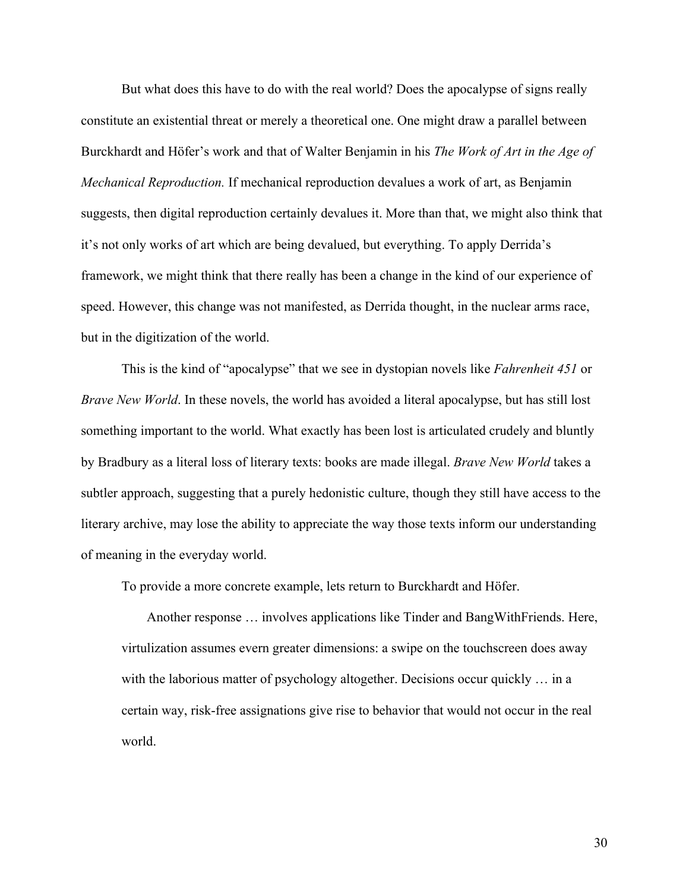But what does this have to do with the real world? Does the apocalypse of signs really constitute an existential threat or merely a theoretical one. One might draw a parallel between Burckhardt and Höfer's work and that of Walter Benjamin in his *The Work of Art in the Age of Mechanical Reproduction.* If mechanical reproduction devalues a work of art, as Benjamin suggests, then digital reproduction certainly devalues it. More than that, we might also think that it's not only works of art which are being devalued, but everything. To apply Derrida's framework, we might think that there really has been a change in the kind of our experience of speed. However, this change was not manifested, as Derrida thought, in the nuclear arms race, but in the digitization of the world.

This is the kind of "apocalypse" that we see in dystopian novels like *Fahrenheit 451* or *Brave New World*. In these novels, the world has avoided a literal apocalypse, but has still lost something important to the world. What exactly has been lost is articulated crudely and bluntly by Bradbury as a literal loss of literary texts: books are made illegal. *Brave New World* takes a subtler approach, suggesting that a purely hedonistic culture, though they still have access to the literary archive, may lose the ability to appreciate the way those texts inform our understanding of meaning in the everyday world.

To provide a more concrete example, lets return to Burckhardt and Höfer.

> Another response … involves applications like Tinder and BangWithFriends. Here, virtulization assumes evern greater dimensions: a swipe on the touchscreen does away with the laborious matter of psychology altogether. Decisions occur quickly … in a certain way, risk-free assignations give rise to behavior that would not occur in the real world.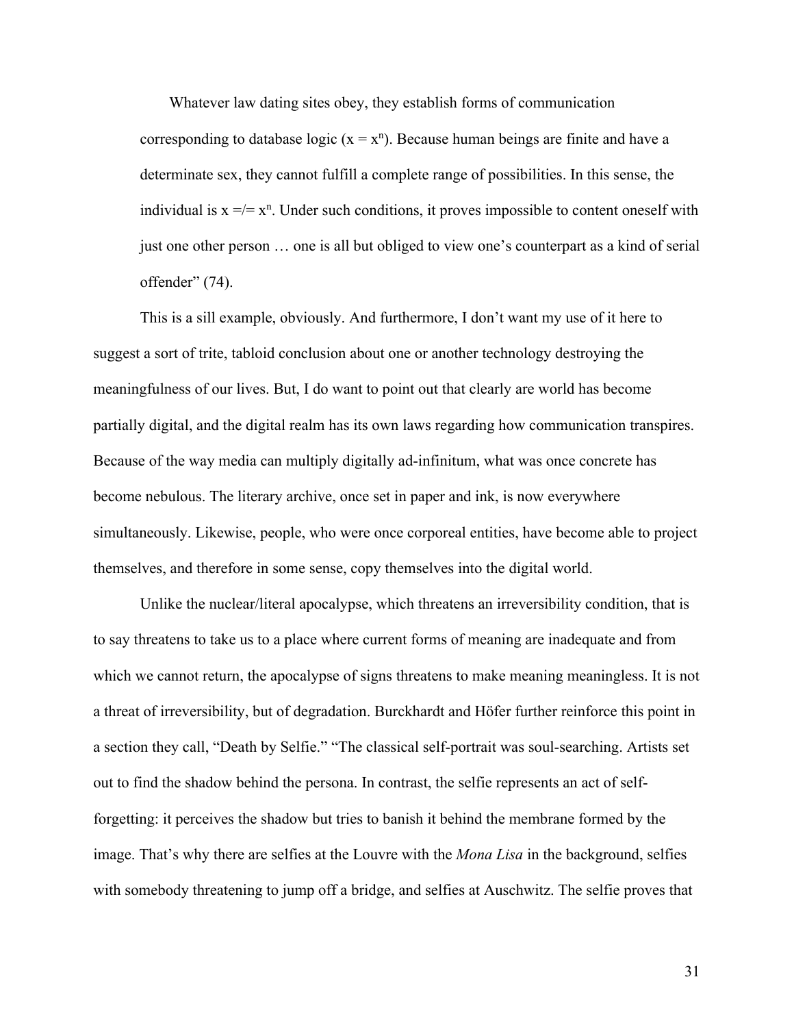Whatever law dating sites obey, they establish forms of communication corresponding to database logic ($x = x^n$). Because human beings are finite and have a determinate sex, they cannot fulfill a complete range of possibilities. In this sense, the individual is $x =/= x^n$. Under such conditions, it proves impossible to content oneself with just one other person … one is all but obliged to view one's counterpart as a kind of serial offender" (74).

This is a sill example, obviously. And furthermore, I don't want my use of it here to suggest a sort of trite, tabloid conclusion about one or another technology destroying the meaningfulness of our lives. But, I do want to point out that clearly are world has become partially digital, and the digital realm has its own laws regarding how communication transpires. Because of the way media can multiply digitally ad-infinitum, what was once concrete has become nebulous. The literary archive, once set in paper and ink, is now everywhere simultaneously. Likewise, people, who were once corporeal entities, have become able to project themselves, and therefore in some sense, copy themselves into the digital world.

Unlike the nuclear/literal apocalypse, which threatens an irreversibility condition, that is to say threatens to take us to a place where current forms of meaning are inadequate and from which we cannot return, the apocalypse of signs threatens to make meaning meaningless. It is not a threat of irreversibility, but of degradation. Burckhardt and Höfer further reinforce this point in a section they call, "Death by Selfie." "The classical self-portrait was soul-searching. Artists set out to find the shadow behind the persona. In contrast, the selfie represents an act of self-forgetting: it perceives the shadow but tries to banish it behind the membrane formed by the image. That's why there are selfies at the Louvre with the *Mona Lisa* in the background, selfies with somebody threatening to jump off a bridge, and selfies at Auschwitz. The selfie proves that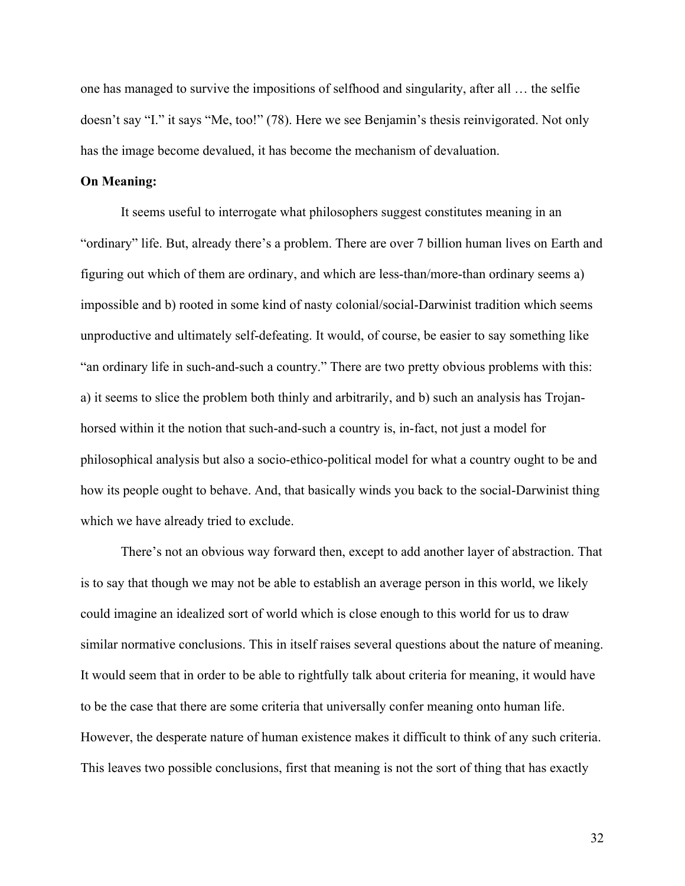one has managed to survive the impositions of selfhood and singularity, after all … the selfie doesn't say "I." it says "Me, too!" (78). Here we see Benjamin's thesis reinvigorated. Not only has the image become devalued, it has become the mechanism of devaluation.

**On Meaning:**

It seems useful to interrogate what philosophers suggest constitutes meaning in an "ordinary" life. But, already there's a problem. There are over 7 billion human lives on Earth and figuring out which of them are ordinary, and which are less-than/more-than ordinary seems a) impossible and b) rooted in some kind of nasty colonial/social-Darwinist tradition which seems unproductive and ultimately self-defeating. It would, of course, be easier to say something like "an ordinary life in such-and-such a country." There are two pretty obvious problems with this: a) it seems to slice the problem both thinly and arbitrarily, and b) such an analysis has Trojan-horsed within it the notion that such-and-such a country is, in-fact, not just a model for philosophical analysis but also a socio-ethico-political model for what a country ought to be and how its people ought to behave. And, that basically winds you back to the social-Darwinist thing which we have already tried to exclude.

There's not an obvious way forward then, except to add another layer of abstraction. That is to say that though we may not be able to establish an average person in this world, we likely could imagine an idealized sort of world which is close enough to this world for us to draw similar normative conclusions. This in itself raises several questions about the nature of meaning. It would seem that in order to be able to rightfully talk about criteria for meaning, it would have to be the case that there are some criteria that universally confer meaning onto human life. However, the desperate nature of human existence makes it difficult to think of any such criteria. This leaves two possible conclusions, first that meaning is not the sort of thing that has exactly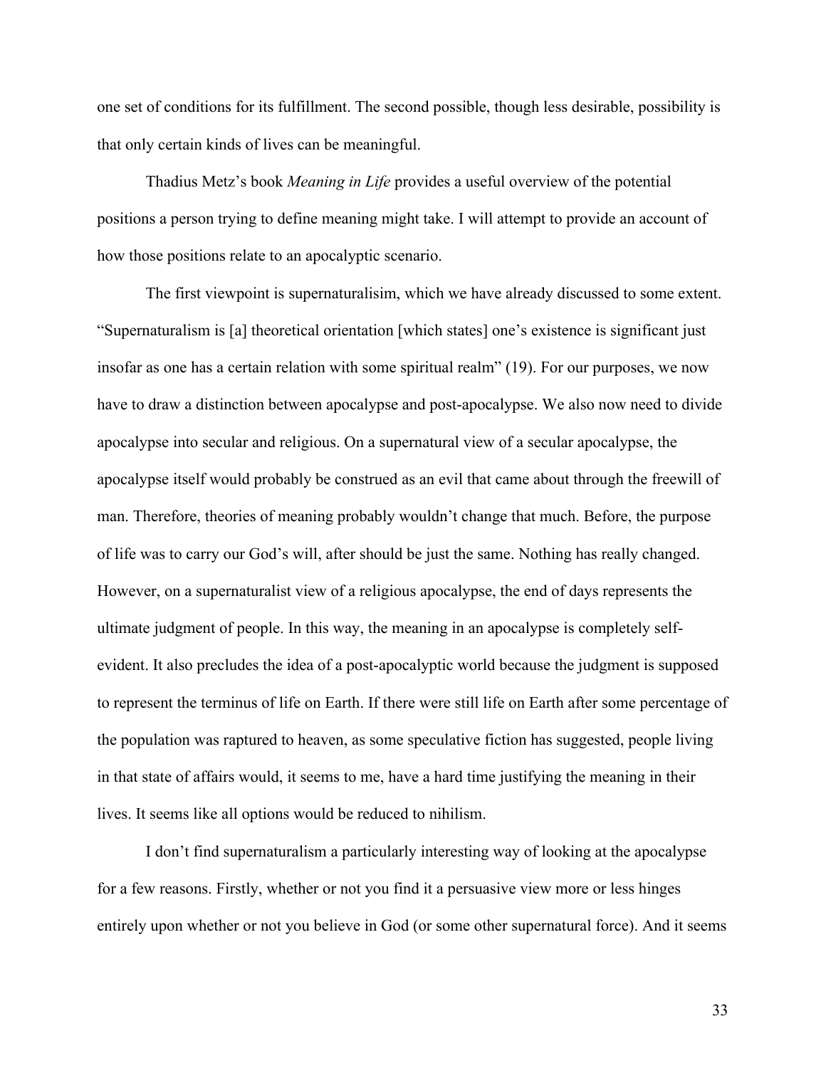one set of conditions for its fulfillment. The second possible, though less desirable, possibility is that only certain kinds of lives can be meaningful.

Thadius Metz's book *Meaning in Life* provides a useful overview of the potential positions a person trying to define meaning might take. I will attempt to provide an account of how those positions relate to an apocalyptic scenario.

The first viewpoint is supernaturalisim, which we have already discussed to some extent. "Supernaturalism is [a] theoretical orientation [which states] one's existence is significant just insofar as one has a certain relation with some spiritual realm" (19). For our purposes, we now have to draw a distinction between apocalypse and post-apocalypse. We also now need to divide apocalypse into secular and religious. On a supernatural view of a secular apocalypse, the apocalypse itself would probably be construed as an evil that came about through the freewill of man. Therefore, theories of meaning probably wouldn't change that much. Before, the purpose of life was to carry our God's will, after should be just the same. Nothing has really changed. However, on a supernaturalist view of a religious apocalypse, the end of days represents the ultimate judgment of people. In this way, the meaning in an apocalypse is completely self-evident. It also precludes the idea of a post-apocalyptic world because the judgment is supposed to represent the terminus of life on Earth. If there were still life on Earth after some percentage of the population was raptured to heaven, as some speculative fiction has suggested, people living in that state of affairs would, it seems to me, have a hard time justifying the meaning in their lives. It seems like all options would be reduced to nihilism.

I don't find supernaturalism a particularly interesting way of looking at the apocalypse for a few reasons. Firstly, whether or not you find it a persuasive view more or less hinges entirely upon whether or not you believe in God (or some other supernatural force). And it seems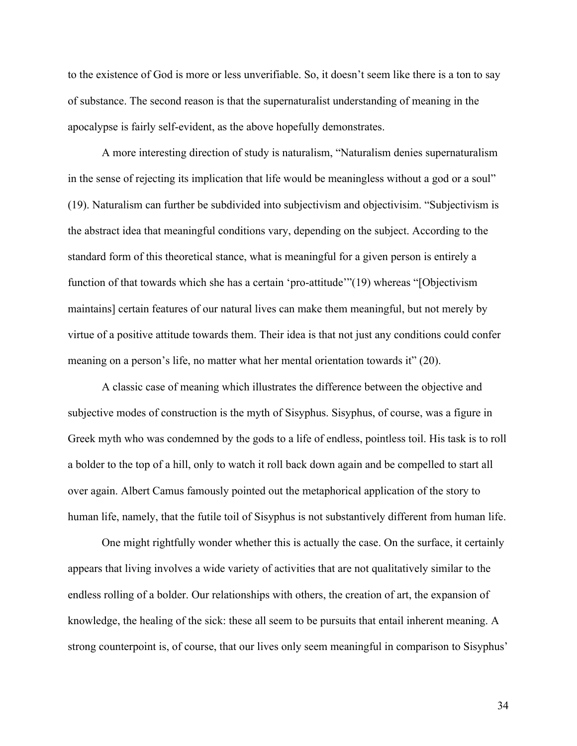to the existence of God is more or less unverifiable. So, it doesn't seem like there is a ton to say of substance. The second reason is that the supernaturalist understanding of meaning in the apocalypse is fairly self-evident, as the above hopefully demonstrates.

A more interesting direction of study is naturalism, "Naturalism denies supernaturalism in the sense of rejecting its implication that life would be meaningless without a god or a soul" (19). Naturalism can further be subdivided into subjectivism and objectivisim. "Subjectivism is the abstract idea that meaningful conditions vary, depending on the subject. According to the standard form of this theoretical stance, what is meaningful for a given person is entirely a function of that towards which she has a certain 'pro-attitude'"(19) whereas "[Objectivism maintains] certain features of our natural lives can make them meaningful, but not merely by virtue of a positive attitude towards them. Their idea is that not just any conditions could confer meaning on a person's life, no matter what her mental orientation towards it" (20).

A classic case of meaning which illustrates the difference between the objective and subjective modes of construction is the myth of Sisyphus. Sisyphus, of course, was a figure in Greek myth who was condemned by the gods to a life of endless, pointless toil. His task is to roll a bolder to the top of a hill, only to watch it roll back down again and be compelled to start all over again. Albert Camus famously pointed out the metaphorical application of the story to human life, namely, that the futile toil of Sisyphus is not substantively different from human life.

One might rightfully wonder whether this is actually the case. On the surface, it certainly appears that living involves a wide variety of activities that are not qualitatively similar to the endless rolling of a bolder. Our relationships with others, the creation of art, the expansion of knowledge, the healing of the sick: these all seem to be pursuits that entail inherent meaning. A strong counterpoint is, of course, that our lives only seem meaningful in comparison to Sisyphus'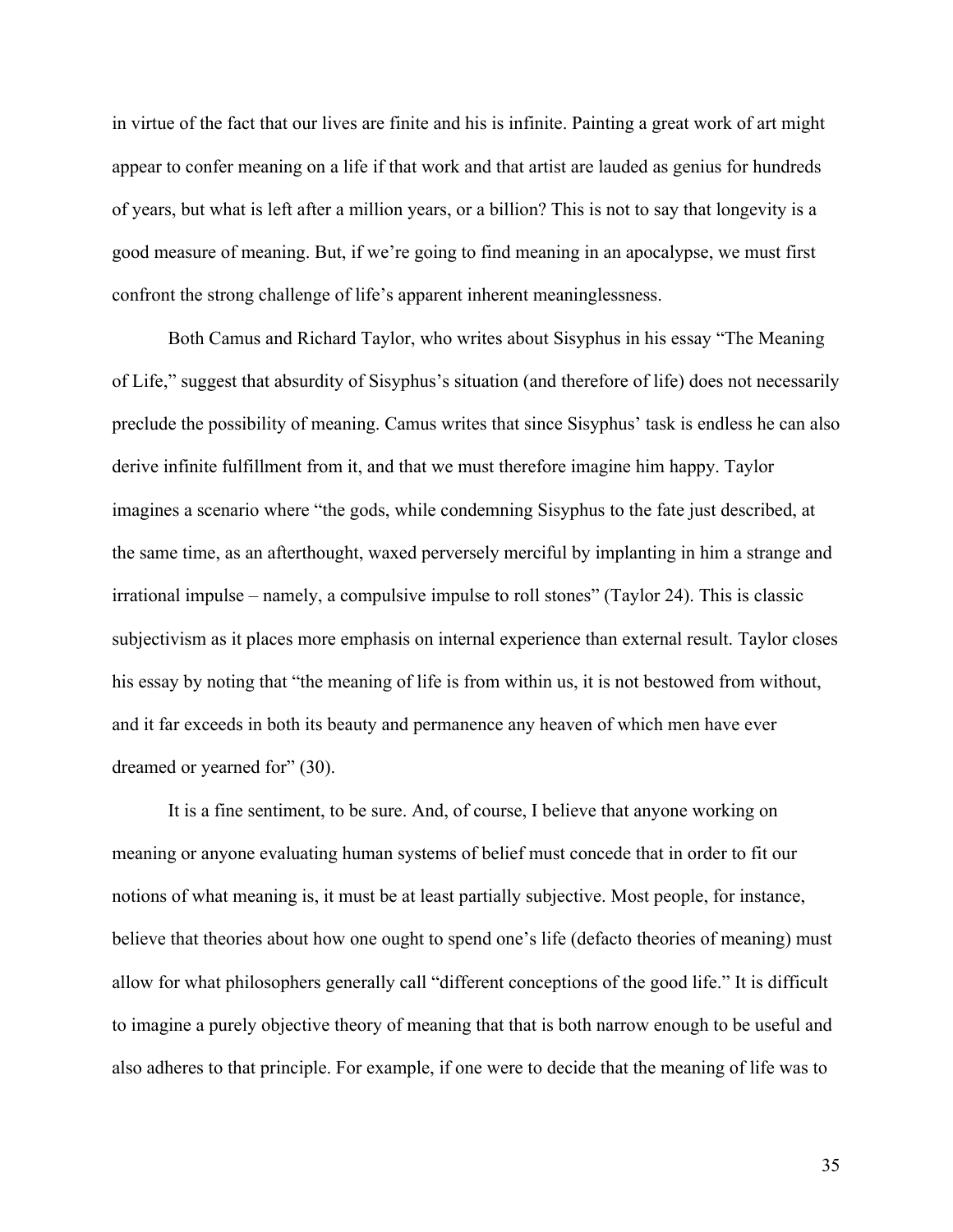in virtue of the fact that our lives are finite and his is infinite. Painting a great work of art might appear to confer meaning on a life if that work and that artist are lauded as genius for hundreds of years, but what is left after a million years, or a billion? This is not to say that longevity is a good measure of meaning. But, if we're going to find meaning in an apocalypse, we must first confront the strong challenge of life's apparent inherent meaninglessness.

Both Camus and Richard Taylor, who writes about Sisyphus in his essay "The Meaning of Life," suggest that absurdity of Sisyphus's situation (and therefore of life) does not necessarily preclude the possibility of meaning. Camus writes that since Sisyphus' task is endless he can also derive infinite fulfillment from it, and that we must therefore imagine him happy. Taylor imagines a scenario where "the gods, while condemning Sisyphus to the fate just described, at the same time, as an afterthought, waxed perversely merciful by implanting in him a strange and irrational impulse – namely, a compulsive impulse to roll stones" (Taylor 24). This is classic subjectivism as it places more emphasis on internal experience than external result. Taylor closes his essay by noting that "the meaning of life is from within us, it is not bestowed from without, and it far exceeds in both its beauty and permanence any heaven of which men have ever dreamed or yearned for" (30).

It is a fine sentiment, to be sure. And, of course, I believe that anyone working on meaning or anyone evaluating human systems of belief must concede that in order to fit our notions of what meaning is, it must be at least partially subjective. Most people, for instance, believe that theories about how one ought to spend one's life (defacto theories of meaning) must allow for what philosophers generally call "different conceptions of the good life." It is difficult to imagine a purely objective theory of meaning that that is both narrow enough to be useful and also adheres to that principle. For example, if one were to decide that the meaning of life was to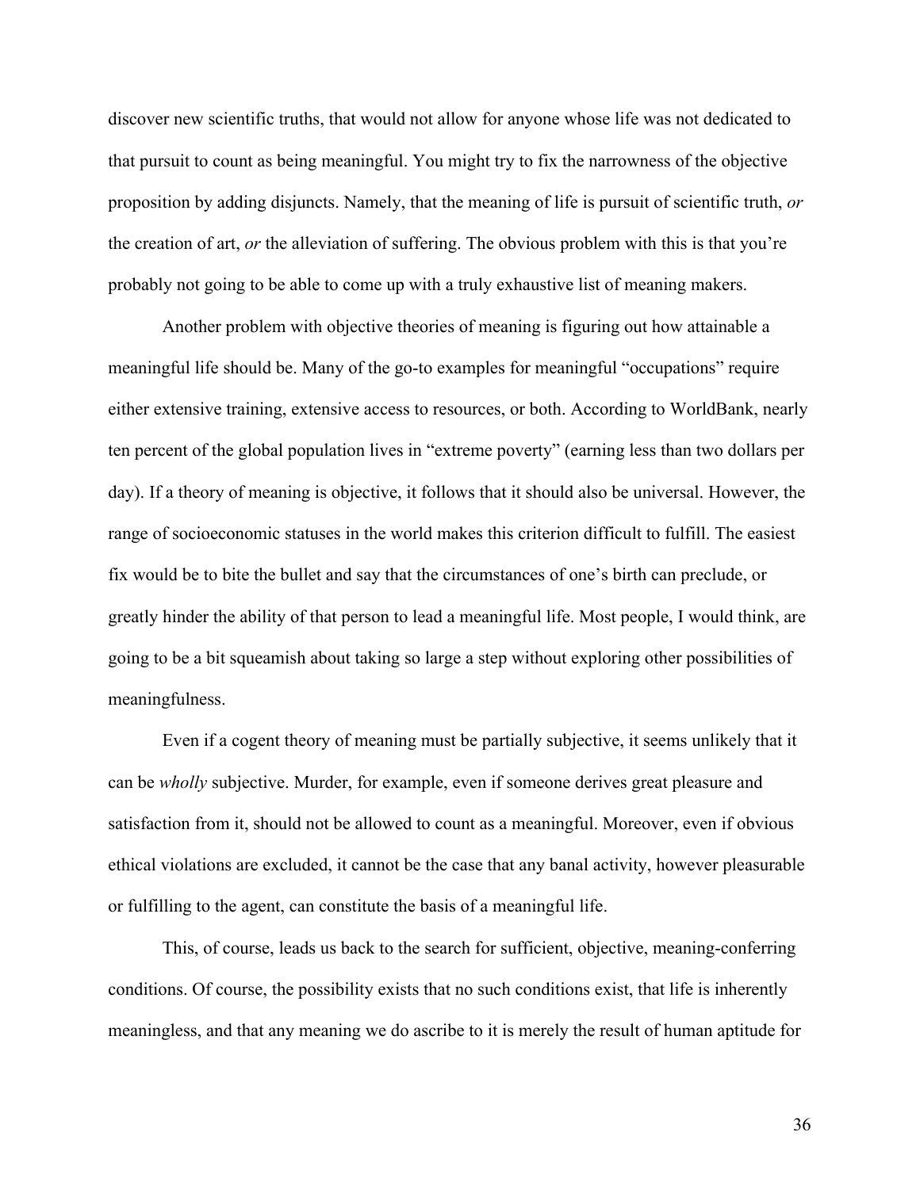discover new scientific truths, that would not allow for anyone whose life was not dedicated to that pursuit to count as being meaningful. You might try to fix the narrowness of the objective proposition by adding disjuncts. Namely, that the meaning of life is pursuit of scientific truth, *or* the creation of art, *or* the alleviation of suffering. The obvious problem with this is that you're probably not going to be able to come up with a truly exhaustive list of meaning makers.

Another problem with objective theories of meaning is figuring out how attainable a meaningful life should be. Many of the go-to examples for meaningful "occupations" require either extensive training, extensive access to resources, or both. According to WorldBank, nearly ten percent of the global population lives in "extreme poverty" (earning less than two dollars per day). If a theory of meaning is objective, it follows that it should also be universal. However, the range of socioeconomic statuses in the world makes this criterion difficult to fulfill. The easiest fix would be to bite the bullet and say that the circumstances of one's birth can preclude, or greatly hinder the ability of that person to lead a meaningful life. Most people, I would think, are going to be a bit squeamish about taking so large a step without exploring other possibilities of meaningfulness.

Even if a cogent theory of meaning must be partially subjective, it seems unlikely that it can be *wholly* subjective. Murder, for example, even if someone derives great pleasure and satisfaction from it, should not be allowed to count as a meaningful. Moreover, even if obvious ethical violations are excluded, it cannot be the case that any banal activity, however pleasurable or fulfilling to the agent, can constitute the basis of a meaningful life.

This, of course, leads us back to the search for sufficient, objective, meaning-conferring conditions. Of course, the possibility exists that no such conditions exist, that life is inherently meaningless, and that any meaning we do ascribe to it is merely the result of human aptitude for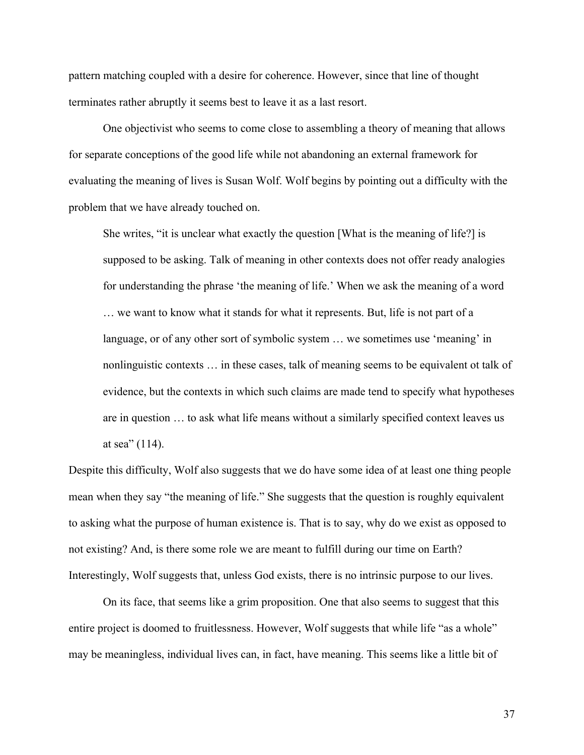pattern matching coupled with a desire for coherence. However, since that line of thought terminates rather abruptly it seems best to leave it as a last resort.

One objectivist who seems to come close to assembling a theory of meaning that allows for separate conceptions of the good life while not abandoning an external framework for evaluating the meaning of lives is Susan Wolf. Wolf begins by pointing out a difficulty with the problem that we have already touched on.

> She writes, "it is unclear what exactly the question [What is the meaning of life?] is supposed to be asking. Talk of meaning in other contexts does not offer ready analogies for understanding the phrase 'the meaning of life.' When we ask the meaning of a word … we want to know what it stands for what it represents. But, life is not part of a language, or of any other sort of symbolic system … we sometimes use 'meaning' in nonlinguistic contexts … in these cases, talk of meaning seems to be equivalent ot talk of evidence, but the contexts in which such claims are made tend to specify what hypotheses are in question … to ask what life means without a similarly specified context leaves us at sea" (114).

Despite this difficulty, Wolf also suggests that we do have some idea of at least one thing people mean when they say "the meaning of life." She suggests that the question is roughly equivalent to asking what the purpose of human existence is. That is to say, why do we exist as opposed to not existing? And, is there some role we are meant to fulfill during our time on Earth? Interestingly, Wolf suggests that, unless God exists, there is no intrinsic purpose to our lives.

On its face, that seems like a grim proposition. One that also seems to suggest that this entire project is doomed to fruitlessness. However, Wolf suggests that while life "as a whole" may be meaningless, individual lives can, in fact, have meaning. This seems like a little bit of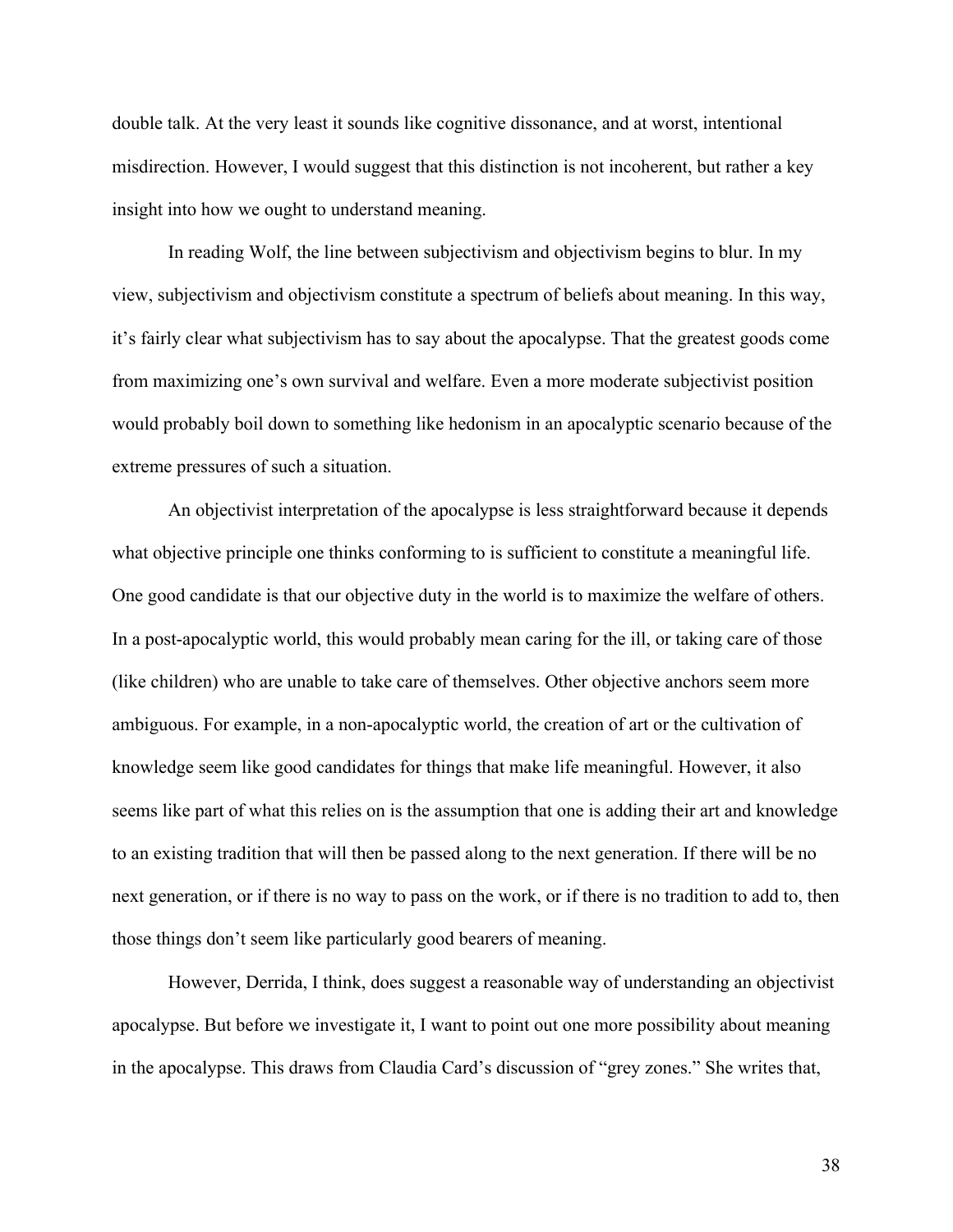double talk. At the very least it sounds like cognitive dissonance, and at worst, intentional misdirection. However, I would suggest that this distinction is not incoherent, but rather a key insight into how we ought to understand meaning.

In reading Wolf, the line between subjectivism and objectivism begins to blur. In my view, subjectivism and objectivism constitute a spectrum of beliefs about meaning. In this way, it's fairly clear what subjectivism has to say about the apocalypse. That the greatest goods come from maximizing one's own survival and welfare. Even a more moderate subjectivist position would probably boil down to something like hedonism in an apocalyptic scenario because of the extreme pressures of such a situation.

An objectivist interpretation of the apocalypse is less straightforward because it depends what objective principle one thinks conforming to is sufficient to constitute a meaningful life. One good candidate is that our objective duty in the world is to maximize the welfare of others. In a post-apocalyptic world, this would probably mean caring for the ill, or taking care of those (like children) who are unable to take care of themselves. Other objective anchors seem more ambiguous. For example, in a non-apocalyptic world, the creation of art or the cultivation of knowledge seem like good candidates for things that make life meaningful. However, it also seems like part of what this relies on is the assumption that one is adding their art and knowledge to an existing tradition that will then be passed along to the next generation. If there will be no next generation, or if there is no way to pass on the work, or if there is no tradition to add to, then those things don't seem like particularly good bearers of meaning.

However, Derrida, I think, does suggest a reasonable way of understanding an objectivist apocalypse. But before we investigate it, I want to point out one more possibility about meaning in the apocalypse. This draws from Claudia Card's discussion of "grey zones." She writes that,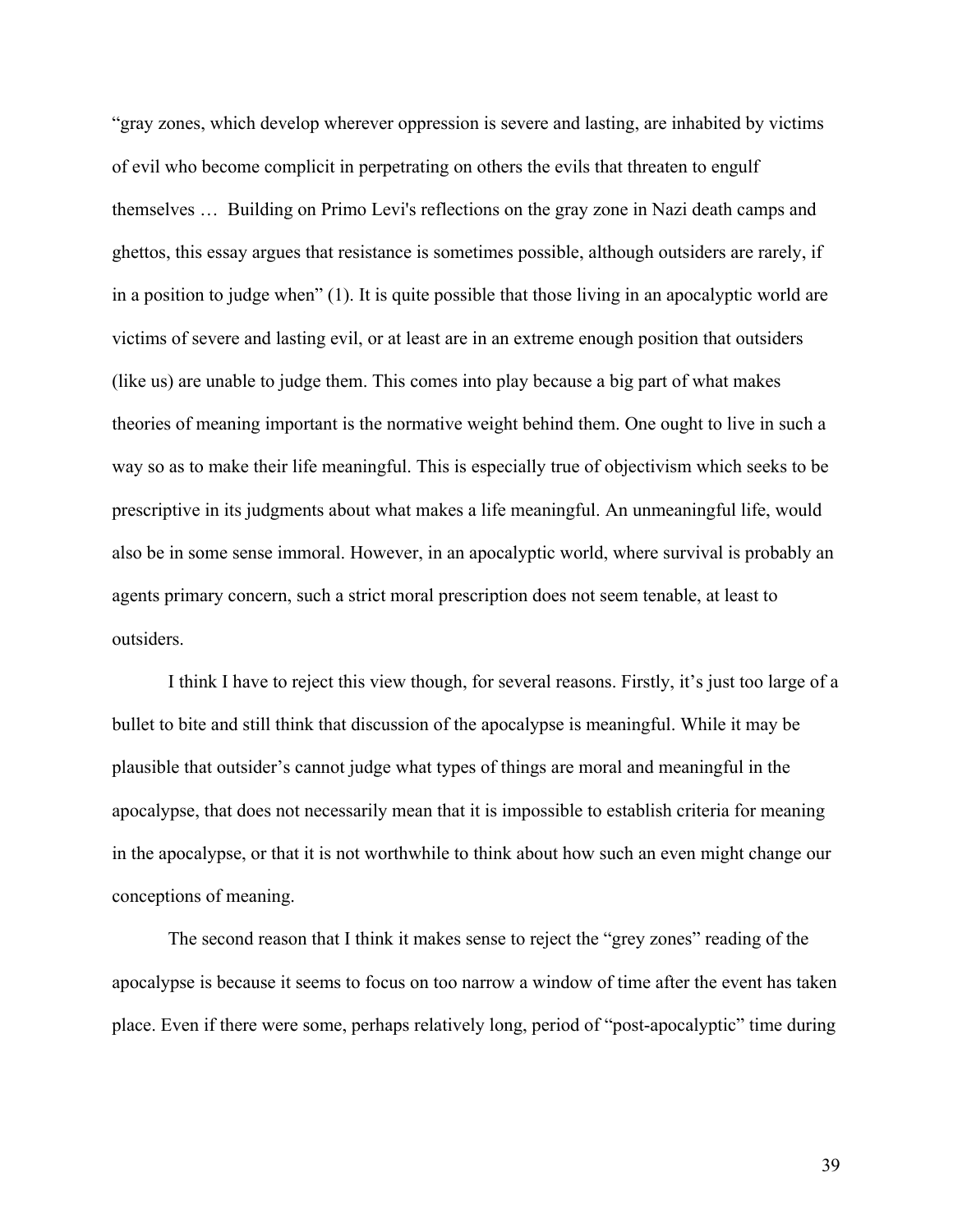"gray zones, which develop wherever oppression is severe and lasting, are inhabited by victims of evil who become complicit in perpetrating on others the evils that threaten to engulf themselves … Building on Primo Levi's reflections on the gray zone in Nazi death camps and ghettos, this essay argues that resistance is sometimes possible, although outsiders are rarely, if in a position to judge when" (1). It is quite possible that those living in an apocalyptic world are victims of severe and lasting evil, or at least are in an extreme enough position that outsiders (like us) are unable to judge them. This comes into play because a big part of what makes theories of meaning important is the normative weight behind them. One ought to live in such a way so as to make their life meaningful. This is especially true of objectivism which seeks to be prescriptive in its judgments about what makes a life meaningful. An unmeaningful life, would also be in some sense immoral. However, in an apocalyptic world, where survival is probably an agents primary concern, such a strict moral prescription does not seem tenable, at least to outsiders.

I think I have to reject this view though, for several reasons. Firstly, it's just too large of a bullet to bite and still think that discussion of the apocalypse is meaningful. While it may be plausible that outsider's cannot judge what types of things are moral and meaningful in the apocalypse, that does not necessarily mean that it is impossible to establish criteria for meaning in the apocalypse, or that it is not worthwhile to think about how such an even might change our conceptions of meaning.

The second reason that I think it makes sense to reject the "grey zones" reading of the apocalypse is because it seems to focus on too narrow a window of time after the event has taken place. Even if there were some, perhaps relatively long, period of "post-apocalyptic" time during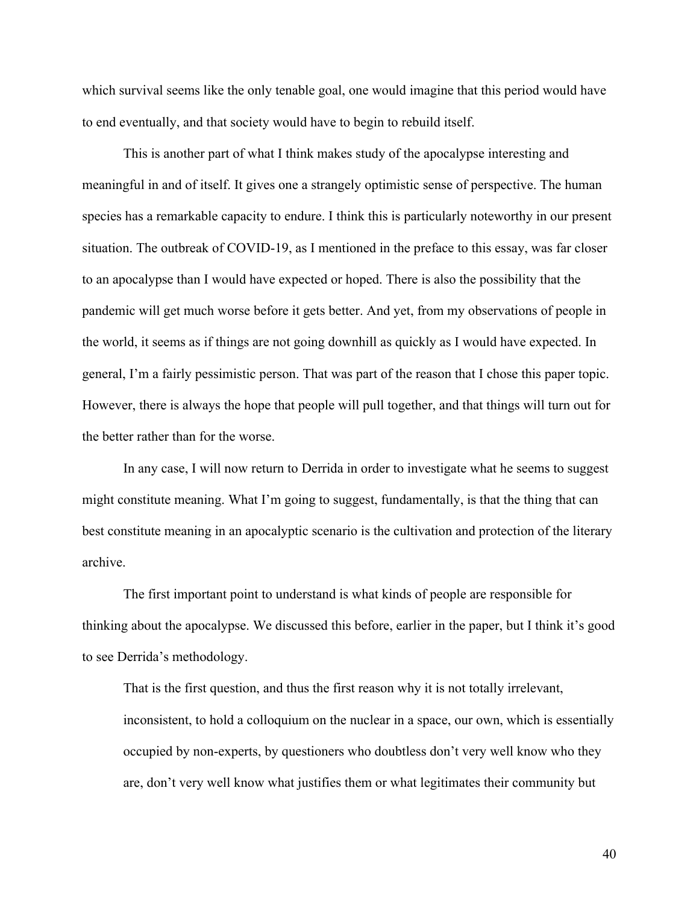which survival seems like the only tenable goal, one would imagine that this period would have to end eventually, and that society would have to begin to rebuild itself.

This is another part of what I think makes study of the apocalypse interesting and meaningful in and of itself. It gives one a strangely optimistic sense of perspective. The human species has a remarkable capacity to endure. I think this is particularly noteworthy in our present situation. The outbreak of COVID-19, as I mentioned in the preface to this essay, was far closer to an apocalypse than I would have expected or hoped. There is also the possibility that the pandemic will get much worse before it gets better. And yet, from my observations of people in the world, it seems as if things are not going downhill as quickly as I would have expected. In general, I'm a fairly pessimistic person. That was part of the reason that I chose this paper topic. However, there is always the hope that people will pull together, and that things will turn out for the better rather than for the worse.

In any case, I will now return to Derrida in order to investigate what he seems to suggest might constitute meaning. What I'm going to suggest, fundamentally, is that the thing that can best constitute meaning in an apocalyptic scenario is the cultivation and protection of the literary archive.

The first important point to understand is what kinds of people are responsible for thinking about the apocalypse. We discussed this before, earlier in the paper, but I think it's good to see Derrida's methodology.

> That is the first question, and thus the first reason why it is not totally irrelevant, inconsistent, to hold a colloquium on the nuclear in a space, our own, which is essentially occupied by non-experts, by questioners who doubtless don't very well know who they are, don't very well know what justifies them or what legitimates their community but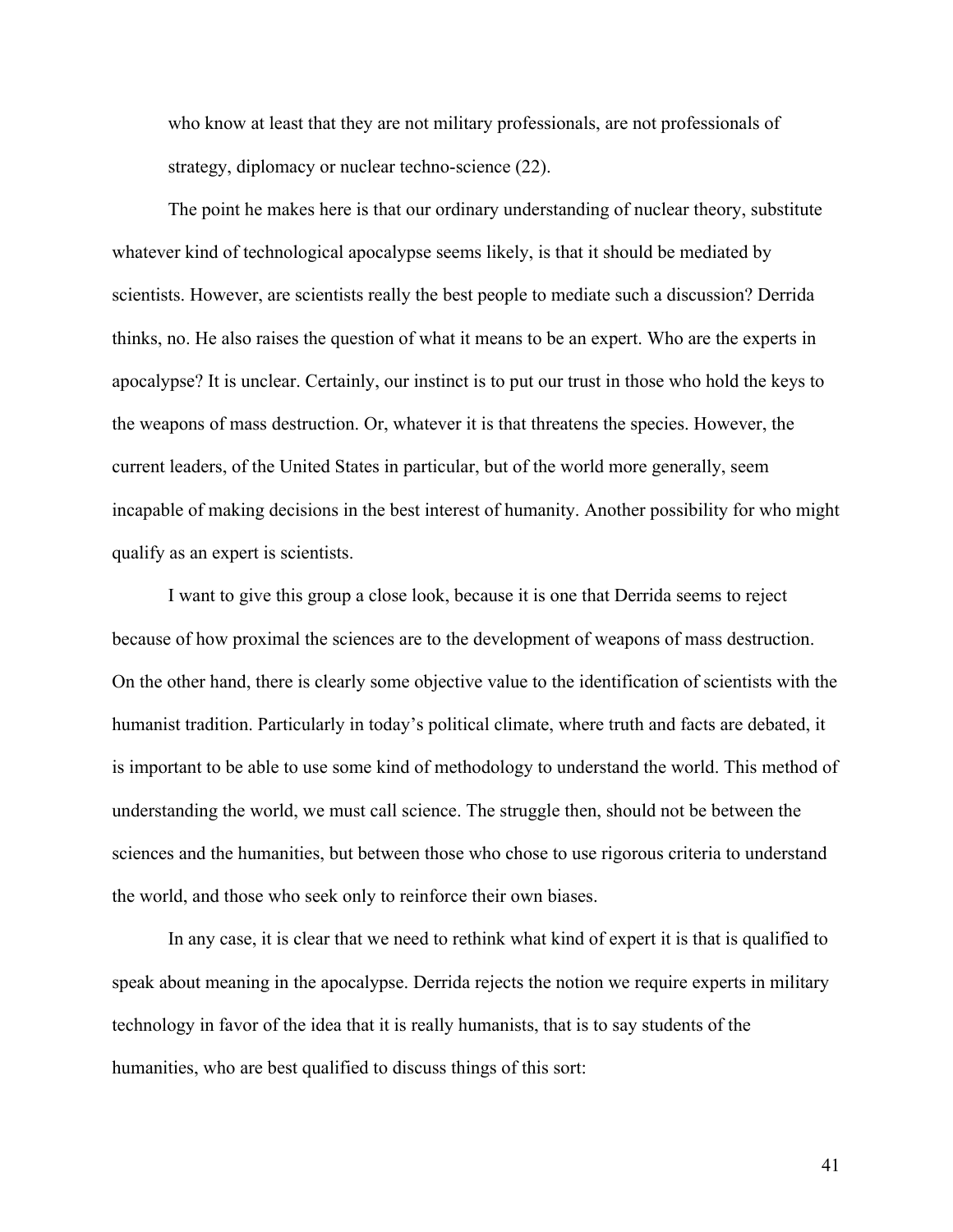who know at least that they are not military professionals, are not professionals of strategy, diplomacy or nuclear techno-science (22).

The point he makes here is that our ordinary understanding of nuclear theory, substitute whatever kind of technological apocalypse seems likely, is that it should be mediated by scientists. However, are scientists really the best people to mediate such a discussion? Derrida thinks, no. He also raises the question of what it means to be an expert. Who are the experts in apocalypse? It is unclear. Certainly, our instinct is to put our trust in those who hold the keys to the weapons of mass destruction. Or, whatever it is that threatens the species. However, the current leaders, of the United States in particular, but of the world more generally, seem incapable of making decisions in the best interest of humanity. Another possibility for who might qualify as an expert is scientists.

I want to give this group a close look, because it is one that Derrida seems to reject because of how proximal the sciences are to the development of weapons of mass destruction. On the other hand, there is clearly some objective value to the identification of scientists with the humanist tradition. Particularly in today's political climate, where truth and facts are debated, it is important to be able to use some kind of methodology to understand the world. This method of understanding the world, we must call science. The struggle then, should not be between the sciences and the humanities, but between those who chose to use rigorous criteria to understand the world, and those who seek only to reinforce their own biases.

In any case, it is clear that we need to rethink what kind of expert it is that is qualified to speak about meaning in the apocalypse. Derrida rejects the notion we require experts in military technology in favor of the idea that it is really humanists, that is to say students of the humanities, who are best qualified to discuss things of this sort: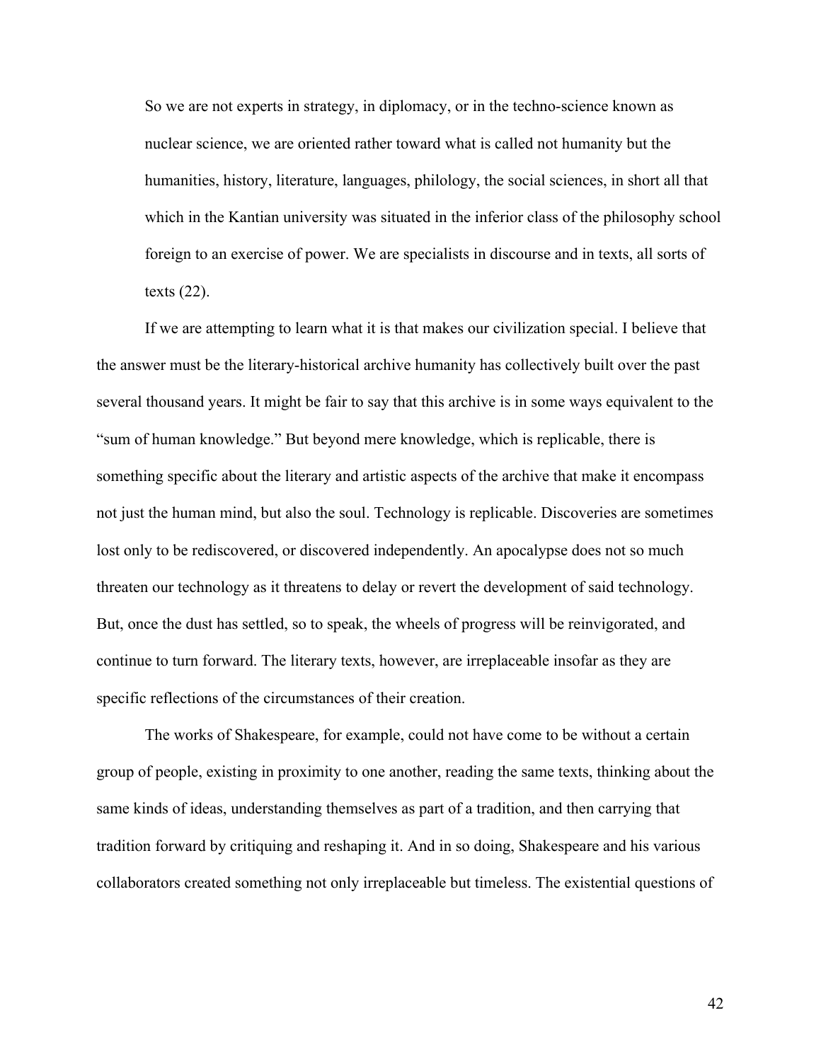> So we are not experts in strategy, in diplomacy, or in the techno-science known as nuclear science, we are oriented rather toward what is called not humanity but the humanities, history, literature, languages, philology, the social sciences, in short all that which in the Kantian university was situated in the inferior class of the philosophy school foreign to an exercise of power. We are specialists in discourse and in texts, all sorts of texts (22).

If we are attempting to learn what it is that makes our civilization special. I believe that the answer must be the literary-historical archive humanity has collectively built over the past several thousand years. It might be fair to say that this archive is in some ways equivalent to the "sum of human knowledge." But beyond mere knowledge, which is replicable, there is something specific about the literary and artistic aspects of the archive that make it encompass not just the human mind, but also the soul. Technology is replicable. Discoveries are sometimes lost only to be rediscovered, or discovered independently. An apocalypse does not so much threaten our technology as it threatens to delay or revert the development of said technology. But, once the dust has settled, so to speak, the wheels of progress will be reinvigorated, and continue to turn forward. The literary texts, however, are irreplaceable insofar as they are specific reflections of the circumstances of their creation.

The works of Shakespeare, for example, could not have come to be without a certain group of people, existing in proximity to one another, reading the same texts, thinking about the same kinds of ideas, understanding themselves as part of a tradition, and then carrying that tradition forward by critiquing and reshaping it. And in so doing, Shakespeare and his various collaborators created something not only irreplaceable but timeless. The existential questions of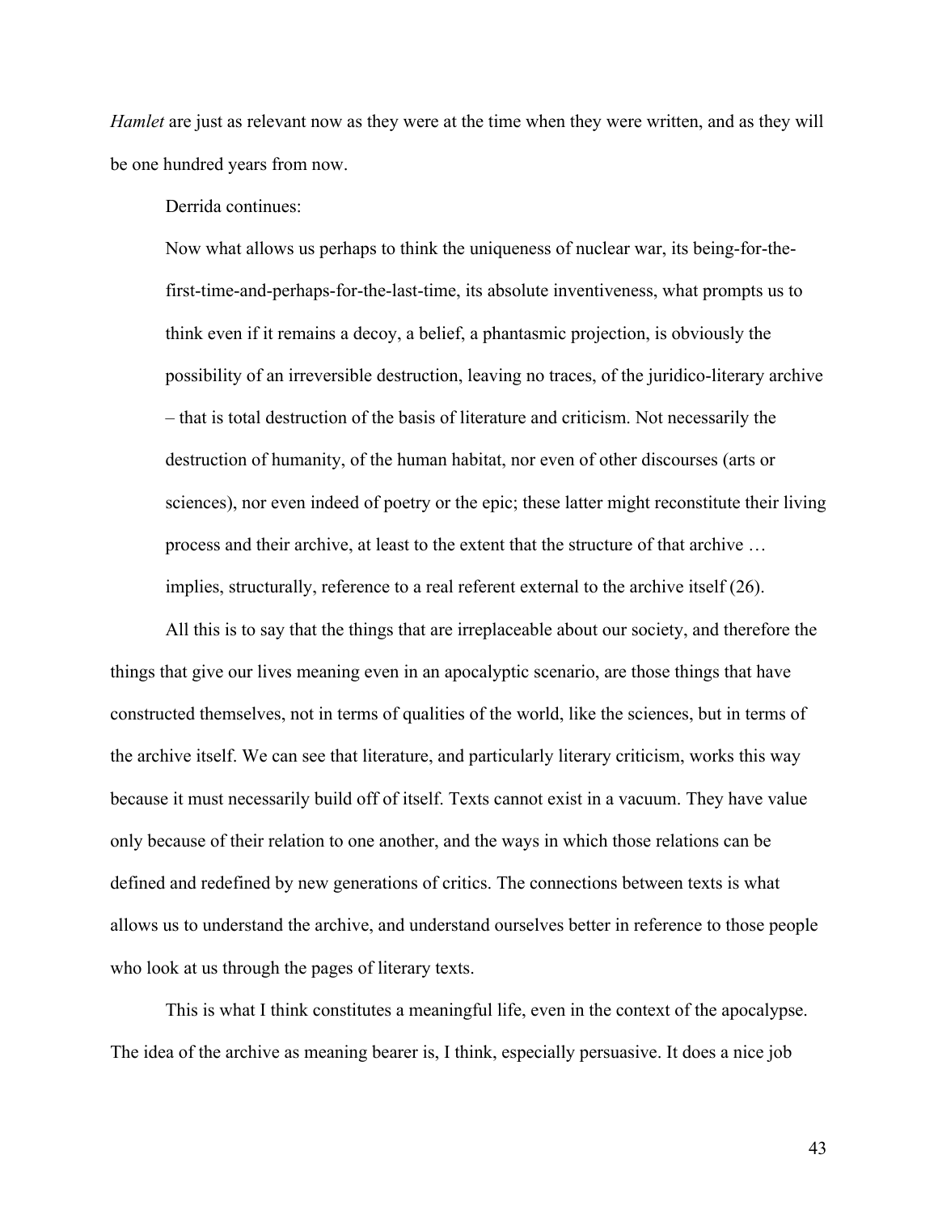*Hamlet* are just as relevant now as they were at the time when they were written, and as they will be one hundred years from now.

Derrida continues:

> Now what allows us perhaps to think the uniqueness of nuclear war, its being-for-the-first-time-and-perhaps-for-the-last-time, its absolute inventiveness, what prompts us to think even if it remains a decoy, a belief, a phantasmic projection, is obviously the possibility of an irreversible destruction, leaving no traces, of the juridico-literary archive – that is total destruction of the basis of literature and criticism. Not necessarily the destruction of humanity, of the human habitat, nor even of other discourses (arts or sciences), nor even indeed of poetry or the epic; these latter might reconstitute their living process and their archive, at least to the extent that the structure of that archive … implies, structurally, reference to a real referent external to the archive itself (26).

All this is to say that the things that are irreplaceable about our society, and therefore the things that give our lives meaning even in an apocalyptic scenario, are those things that have constructed themselves, not in terms of qualities of the world, like the sciences, but in terms of the archive itself. We can see that literature, and particularly literary criticism, works this way because it must necessarily build off of itself. Texts cannot exist in a vacuum. They have value only because of their relation to one another, and the ways in which those relations can be defined and redefined by new generations of critics. The connections between texts is what allows us to understand the archive, and understand ourselves better in reference to those people who look at us through the pages of literary texts.

This is what I think constitutes a meaningful life, even in the context of the apocalypse. The idea of the archive as meaning bearer is, I think, especially persuasive. It does a nice job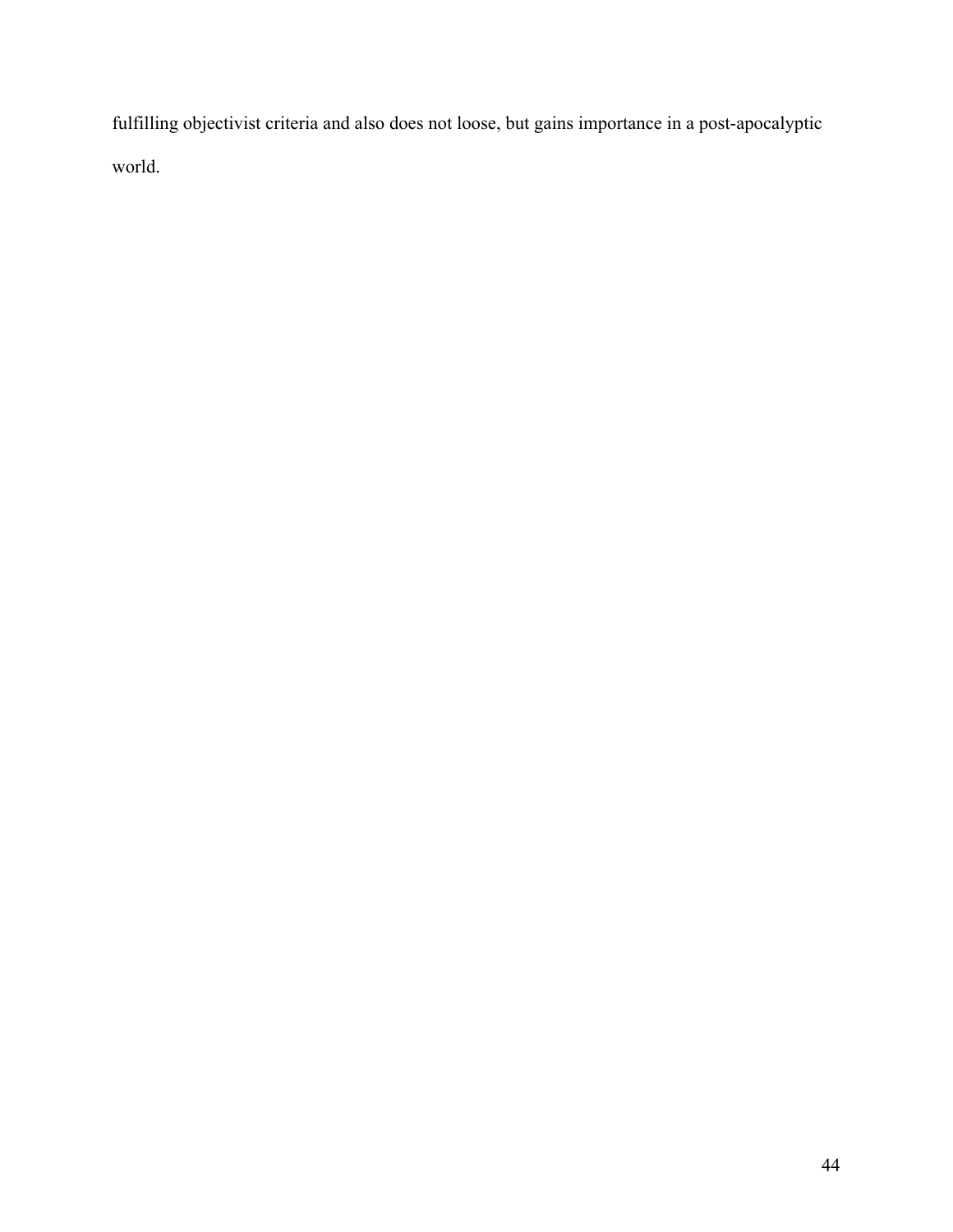fulfilling objectivist criteria and also does not loose, but gains importance in a post-apocalyptic world.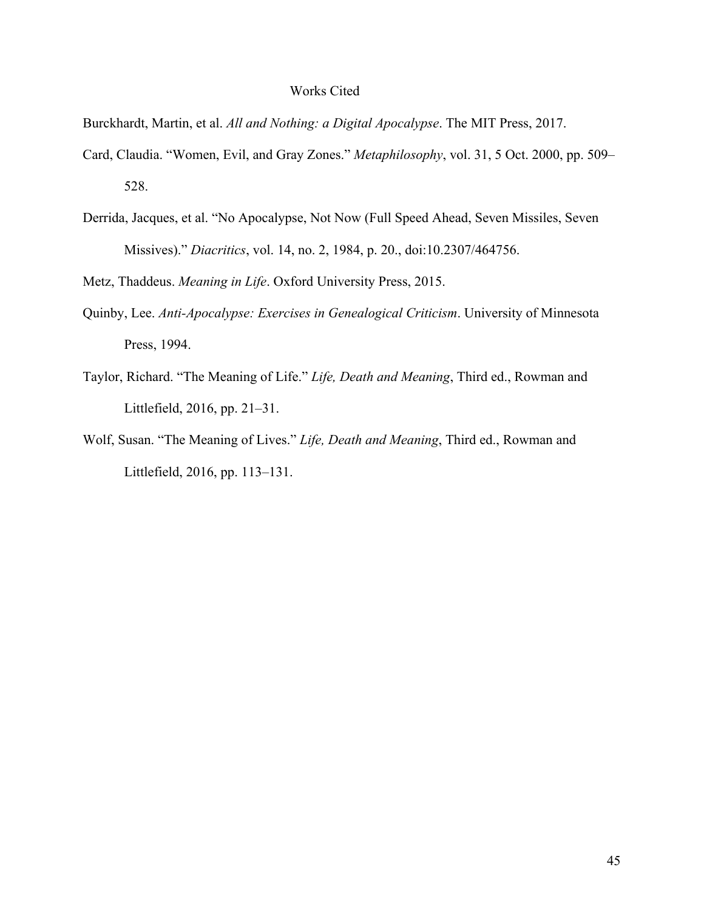# Works Cited

Burckhardt, Martin, et al. *All and Nothing: a Digital Apocalypse*. The MIT Press, 2017.

Card, Claudia. "Women, Evil, and Gray Zones." *Metaphilosophy*, vol. 31, 5 Oct. 2000, pp. 509–528.

Derrida, Jacques, et al. "No Apocalypse, Not Now (Full Speed Ahead, Seven Missiles, Seven Missives)." *Diacritics*, vol. 14, no. 2, 1984, p. 20., doi:10.2307/464756.

Metz, Thaddeus. *Meaning in Life*. Oxford University Press, 2015.

Quinby, Lee. *Anti-Apocalypse: Exercises in Genealogical Criticism*. University of Minnesota Press, 1994.

Taylor, Richard. "The Meaning of Life." *Life, Death and Meaning*, Third ed., Rowman and Littlefield, 2016, pp. 21–31.

Wolf, Susan. "The Meaning of Lives." *Life, Death and Meaning*, Third ed., Rowman and Littlefield, 2016, pp. 113–131.